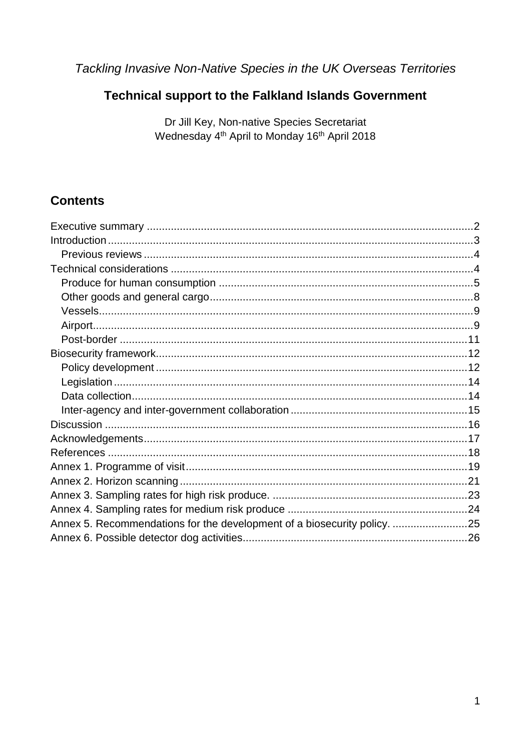*Tackling Invasive Non-Native Species in the UK Overseas Territories*

# Technical support to the Falkland Islands Government

Dr Jill Key, Non-native Species Secretariat
Wednesday 4th April to Monday 16th April 2018

## Contents

Executive summary ............................................................ 2
Introduction ............................................................ 3
  Previous reviews ............................................................ 4
Technical considerations ............................................................ 4
  Produce for human consumption ............................................................ 5
  Other goods and general cargo ............................................................ 8
  Vessels ............................................................ 9
  Airport ............................................................ 9
  Post-border ............................................................ 11
Biosecurity framework ............................................................ 12
  Policy development ............................................................ 12
  Legislation ............................................................ 14
  Data collection ............................................................ 14
  Inter-agency and inter-government collaboration ............................................................ 15
Discussion ............................................................ 16
Acknowledgements ............................................................ 17
References ............................................................ 18
Annex 1. Programme of visit ............................................................ 19
Annex 2. Horizon scanning ............................................................ 21
Annex 3. Sampling rates for high risk produce. ............................................................ 23
Annex 4. Sampling rates for medium risk produce ............................................................ 24
Annex 5. Recommendations for the development of a biosecurity policy. ............................................................ 25
Annex 6. Possible detector dog activities ............................................................ 26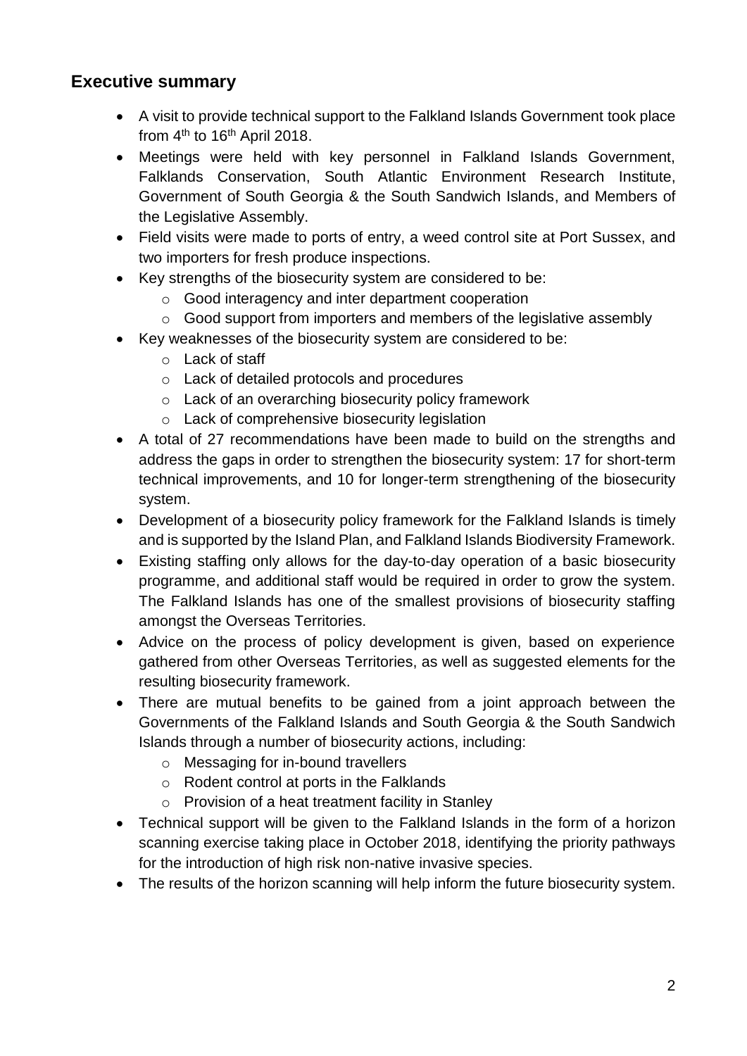## Executive summary

- A visit to provide technical support to the Falkland Islands Government took place from 4th to 16th April 2018.
- Meetings were held with key personnel in Falkland Islands Government, Falklands Conservation, South Atlantic Environment Research Institute, Government of South Georgia & the South Sandwich Islands, and Members of the Legislative Assembly.
- Field visits were made to ports of entry, a weed control site at Port Sussex, and two importers for fresh produce inspections.
- Key strengths of the biosecurity system are considered to be:
  - Good interagency and inter department cooperation
  - Good support from importers and members of the legislative assembly
- Key weaknesses of the biosecurity system are considered to be:
  - Lack of staff
  - Lack of detailed protocols and procedures
  - Lack of an overarching biosecurity policy framework
  - Lack of comprehensive biosecurity legislation
- A total of 27 recommendations have been made to build on the strengths and address the gaps in order to strengthen the biosecurity system: 17 for short-term technical improvements, and 10 for longer-term strengthening of the biosecurity system.
- Development of a biosecurity policy framework for the Falkland Islands is timely and is supported by the Island Plan, and Falkland Islands Biodiversity Framework.
- Existing staffing only allows for the day-to-day operation of a basic biosecurity programme, and additional staff would be required in order to grow the system. The Falkland Islands has one of the smallest provisions of biosecurity staffing amongst the Overseas Territories.
- Advice on the process of policy development is given, based on experience gathered from other Overseas Territories, as well as suggested elements for the resulting biosecurity framework.
- There are mutual benefits to be gained from a joint approach between the Governments of the Falkland Islands and South Georgia & the South Sandwich Islands through a number of biosecurity actions, including:
  - Messaging for in-bound travellers
  - Rodent control at ports in the Falklands
  - Provision of a heat treatment facility in Stanley
- Technical support will be given to the Falkland Islands in the form of a horizon scanning exercise taking place in October 2018, identifying the priority pathways for the introduction of high risk non-native invasive species.
- The results of the horizon scanning will help inform the future biosecurity system.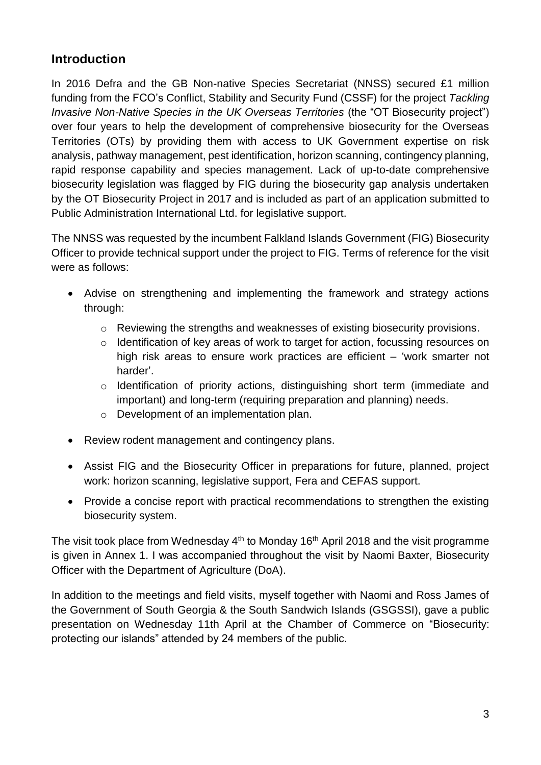## Introduction

In 2016 Defra and the GB Non-native Species Secretariat (NNSS) secured £1 million funding from the FCO's Conflict, Stability and Security Fund (CSSF) for the project *Tackling Invasive Non-Native Species in the UK Overseas Territories* (the "OT Biosecurity project") over four years to help the development of comprehensive biosecurity for the Overseas Territories (OTs) by providing them with access to UK Government expertise on risk analysis, pathway management, pest identification, horizon scanning, contingency planning, rapid response capability and species management. Lack of up-to-date comprehensive biosecurity legislation was flagged by FIG during the biosecurity gap analysis undertaken by the OT Biosecurity Project in 2017 and is included as part of an application submitted to Public Administration International Ltd. for legislative support.

The NNSS was requested by the incumbent Falkland Islands Government (FIG) Biosecurity Officer to provide technical support under the project to FIG. Terms of reference for the visit were as follows:

- Advise on strengthening and implementing the framework and strategy actions through:
  - Reviewing the strengths and weaknesses of existing biosecurity provisions.
  - Identification of key areas of work to target for action, focussing resources on high risk areas to ensure work practices are efficient – 'work smarter not harder'.
  - Identification of priority actions, distinguishing short term (immediate and important) and long-term (requiring preparation and planning) needs.
  - Development of an implementation plan.
- Review rodent management and contingency plans.
- Assist FIG and the Biosecurity Officer in preparations for future, planned, project work: horizon scanning, legislative support, Fera and CEFAS support.
- Provide a concise report with practical recommendations to strengthen the existing biosecurity system.

The visit took place from Wednesday 4th to Monday 16th April 2018 and the visit programme is given in Annex 1. I was accompanied throughout the visit by Naomi Baxter, Biosecurity Officer with the Department of Agriculture (DoA).

In addition to the meetings and field visits, myself together with Naomi and Ross James of the Government of South Georgia & the South Sandwich Islands (GSGSSI), gave a public presentation on Wednesday 11th April at the Chamber of Commerce on "Biosecurity: protecting our islands" attended by 24 members of the public.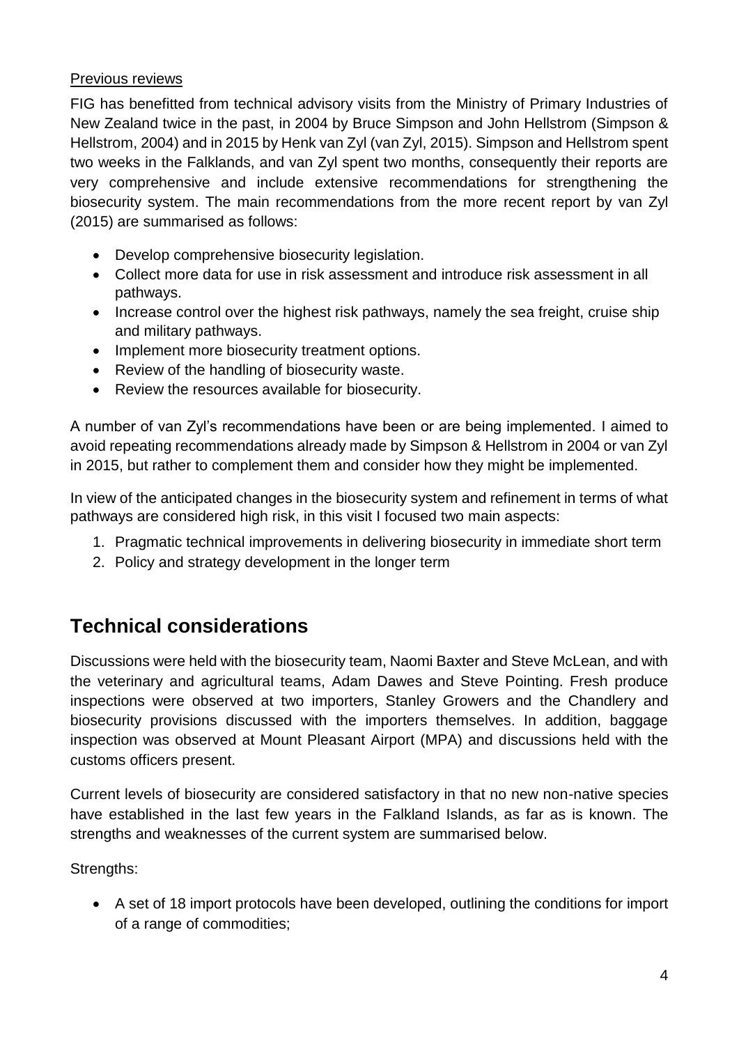Previous reviews

FIG has benefitted from technical advisory visits from the Ministry of Primary Industries of New Zealand twice in the past, in 2004 by Bruce Simpson and John Hellstrom (Simpson & Hellstrom, 2004) and in 2015 by Henk van Zyl (van Zyl, 2015). Simpson and Hellstrom spent two weeks in the Falklands, and van Zyl spent two months, consequently their reports are very comprehensive and include extensive recommendations for strengthening the biosecurity system. The main recommendations from the more recent report by van Zyl (2015) are summarised as follows:

- Develop comprehensive biosecurity legislation.
- Collect more data for use in risk assessment and introduce risk assessment in all pathways.
- Increase control over the highest risk pathways, namely the sea freight, cruise ship and military pathways.
- Implement more biosecurity treatment options.
- Review of the handling of biosecurity waste.
- Review the resources available for biosecurity.

A number of van Zyl's recommendations have been or are being implemented. I aimed to avoid repeating recommendations already made by Simpson & Hellstrom in 2004 or van Zyl in 2015, but rather to complement them and consider how they might be implemented.

In view of the anticipated changes in the biosecurity system and refinement in terms of what pathways are considered high risk, in this visit I focused two main aspects:

1. Pragmatic technical improvements in delivering biosecurity in immediate short term
2. Policy and strategy development in the longer term

## Technical considerations

Discussions were held with the biosecurity team, Naomi Baxter and Steve McLean, and with the veterinary and agricultural teams, Adam Dawes and Steve Pointing. Fresh produce inspections were observed at two importers, Stanley Growers and the Chandlery and biosecurity provisions discussed with the importers themselves. In addition, baggage inspection was observed at Mount Pleasant Airport (MPA) and discussions held with the customs officers present.

Current levels of biosecurity are considered satisfactory in that no new non-native species have established in the last few years in the Falkland Islands, as far as is known. The strengths and weaknesses of the current system are summarised below.

Strengths:

- A set of 18 import protocols have been developed, outlining the conditions for import of a range of commodities;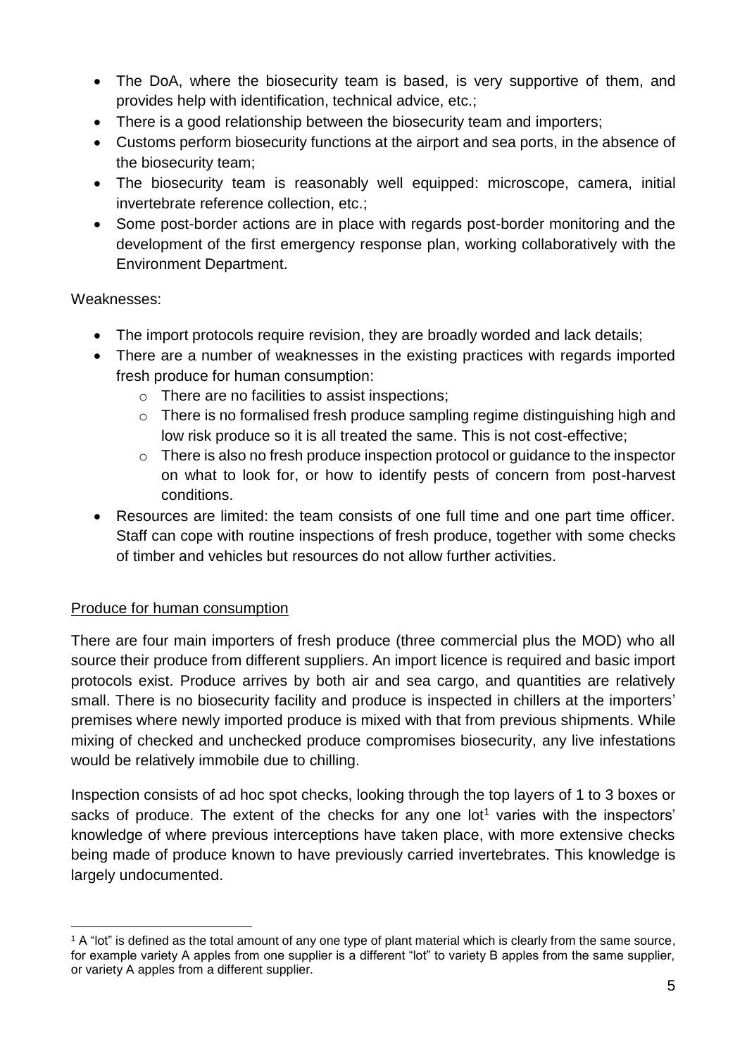- The DoA, where the biosecurity team is based, is very supportive of them, and provides help with identification, technical advice, etc.;
- There is a good relationship between the biosecurity team and importers;
- Customs perform biosecurity functions at the airport and sea ports, in the absence of the biosecurity team;
- The biosecurity team is reasonably well equipped: microscope, camera, initial invertebrate reference collection, etc.;
- Some post-border actions are in place with regards post-border monitoring and the development of the first emergency response plan, working collaboratively with the Environment Department.

Weaknesses:

- The import protocols require revision, they are broadly worded and lack details;
- There are a number of weaknesses in the existing practices with regards imported fresh produce for human consumption:
  - There are no facilities to assist inspections;
  - There is no formalised fresh produce sampling regime distinguishing high and low risk produce so it is all treated the same. This is not cost-effective;
  - There is also no fresh produce inspection protocol or guidance to the inspector on what to look for, or how to identify pests of concern from post-harvest conditions.
- Resources are limited: the team consists of one full time and one part time officer. Staff can cope with routine inspections of fresh produce, together with some checks of timber and vehicles but resources do not allow further activities.

Produce for human consumption

There are four main importers of fresh produce (three commercial plus the MOD) who all source their produce from different suppliers. An import licence is required and basic import protocols exist. Produce arrives by both air and sea cargo, and quantities are relatively small. There is no biosecurity facility and produce is inspected in chillers at the importers' premises where newly imported produce is mixed with that from previous shipments. While mixing of checked and unchecked produce compromises biosecurity, any live infestations would be relatively immobile due to chilling.

Inspection consists of ad hoc spot checks, looking through the top layers of 1 to 3 boxes or sacks of produce. The extent of the checks for any one lot[1] varies with the inspectors' knowledge of where previous interceptions have taken place, with more extensive checks being made of produce known to have previously carried invertebrates. This knowledge is largely undocumented.

[1] A "lot" is defined as the total amount of any one type of plant material which is clearly from the same source, for example variety A apples from one supplier is a different "lot" to variety B apples from the same supplier, or variety A apples from a different supplier.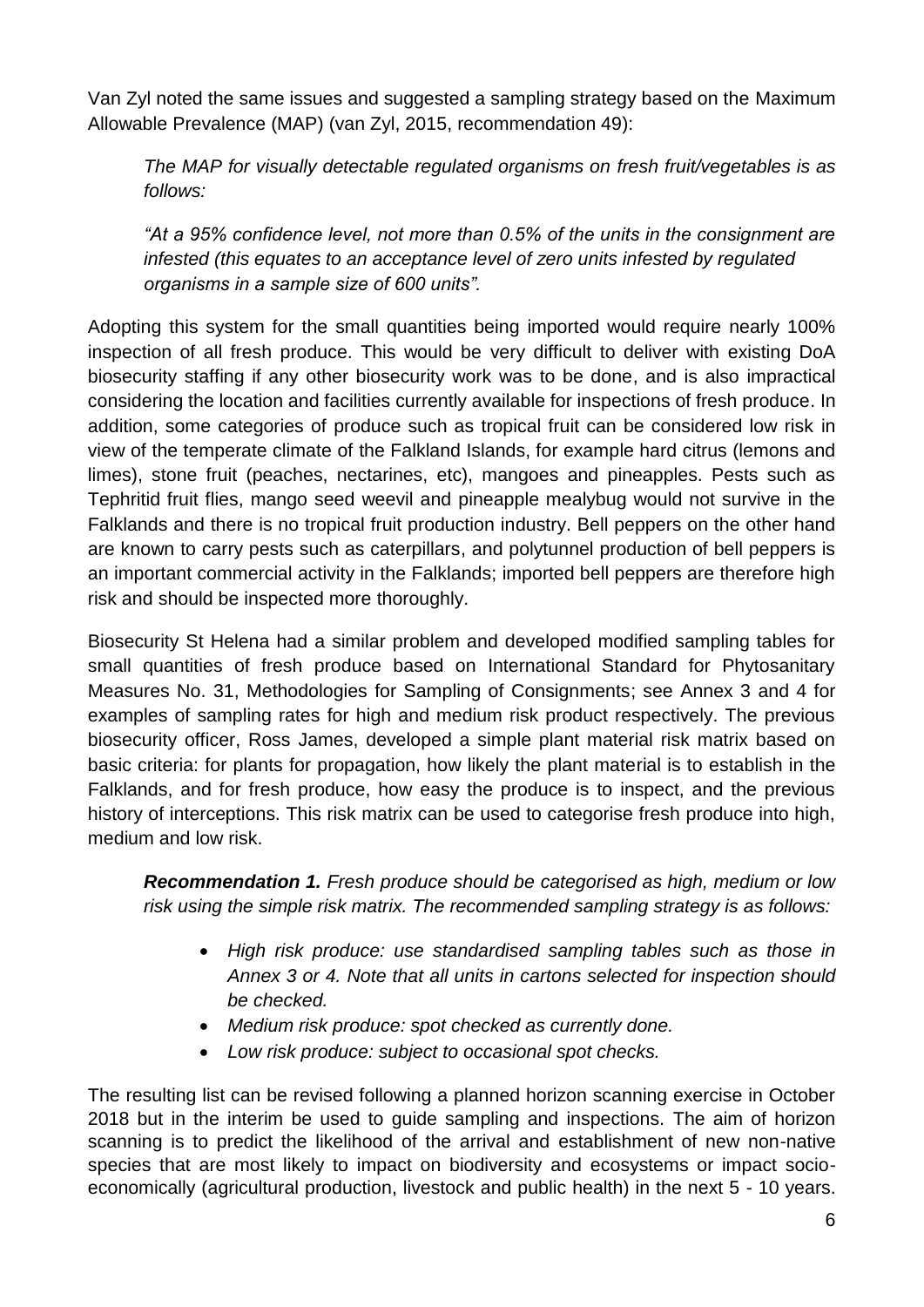Van Zyl noted the same issues and suggested a sampling strategy based on the Maximum Allowable Prevalence (MAP) (van Zyl, 2015, recommendation 49):

> *The MAP for visually detectable regulated organisms on fresh fruit/vegetables is as follows:*
>
> *"At a 95% confidence level, not more than 0.5% of the units in the consignment are infested (this equates to an acceptance level of zero units infested by regulated organisms in a sample size of 600 units".*

Adopting this system for the small quantities being imported would require nearly 100% inspection of all fresh produce. This would be very difficult to deliver with existing DoA biosecurity staffing if any other biosecurity work was to be done, and is also impractical considering the location and facilities currently available for inspections of fresh produce. In addition, some categories of produce such as tropical fruit can be considered low risk in view of the temperate climate of the Falkland Islands, for example hard citrus (lemons and limes), stone fruit (peaches, nectarines, etc), mangoes and pineapples. Pests such as Tephritid fruit flies, mango seed weevil and pineapple mealybug would not survive in the Falklands and there is no tropical fruit production industry. Bell peppers on the other hand are known to carry pests such as caterpillars, and polytunnel production of bell peppers is an important commercial activity in the Falklands; imported bell peppers are therefore high risk and should be inspected more thoroughly.

Biosecurity St Helena had a similar problem and developed modified sampling tables for small quantities of fresh produce based on International Standard for Phytosanitary Measures No. 31, Methodologies for Sampling of Consignments; see Annex 3 and 4 for examples of sampling rates for high and medium risk product respectively. The previous biosecurity officer, Ross James, developed a simple plant material risk matrix based on basic criteria: for plants for propagation, how likely the plant material is to establish in the Falklands, and for fresh produce, how easy the produce is to inspect, and the previous history of interceptions. This risk matrix can be used to categorise fresh produce into high, medium and low risk.

> ***Recommendation 1.*** *Fresh produce should be categorised as high, medium or low risk using the simple risk matrix. The recommended sampling strategy is as follows:*
>
> - *High risk produce: use standardised sampling tables such as those in Annex 3 or 4. Note that all units in cartons selected for inspection should be checked.*
> - *Medium risk produce: spot checked as currently done.*
> - *Low risk produce: subject to occasional spot checks.*

The resulting list can be revised following a planned horizon scanning exercise in October 2018 but in the interim be used to guide sampling and inspections. The aim of horizon scanning is to predict the likelihood of the arrival and establishment of new non-native species that are most likely to impact on biodiversity and ecosystems or impact socio-economically (agricultural production, livestock and public health) in the next 5 - 10 years.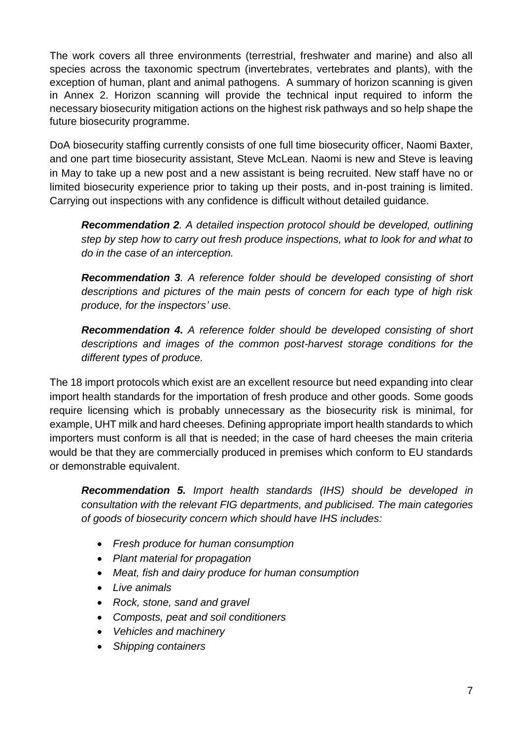The work covers all three environments (terrestrial, freshwater and marine) and also all species across the taxonomic spectrum (invertebrates, vertebrates and plants), with the exception of human, plant and animal pathogens. A summary of horizon scanning is given in Annex 2. Horizon scanning will provide the technical input required to inform the necessary biosecurity mitigation actions on the highest risk pathways and so help shape the future biosecurity programme.

DoA biosecurity staffing currently consists of one full time biosecurity officer, Naomi Baxter, and one part time biosecurity assistant, Steve McLean. Naomi is new and Steve is leaving in May to take up a new post and a new assistant is being recruited. New staff have no or limited biosecurity experience prior to taking up their posts, and in-post training is limited. Carrying out inspections with any confidence is difficult without detailed guidance.

> ***Recommendation 2****. A detailed inspection protocol should be developed, outlining step by step how to carry out fresh produce inspections, what to look for and what to do in the case of an interception.*
>
> ***Recommendation 3****. A reference folder should be developed consisting of short descriptions and pictures of the main pests of concern for each type of high risk produce, for the inspectors' use.*
>
> ***Recommendation 4.*** *A reference folder should be developed consisting of short descriptions and images of the common post-harvest storage conditions for the different types of produce.*

The 18 import protocols which exist are an excellent resource but need expanding into clear import health standards for the importation of fresh produce and other goods. Some goods require licensing which is probably unnecessary as the biosecurity risk is minimal, for example, UHT milk and hard cheeses. Defining appropriate import health standards to which importers must conform is all that is needed; in the case of hard cheeses the main criteria would be that they are commercially produced in premises which conform to EU standards or demonstrable equivalent.

> ***Recommendation 5.*** *Import health standards (IHS) should be developed in consultation with the relevant FIG departments, and publicised. The main categories of goods of biosecurity concern which should have IHS includes:*
>
> - *Fresh produce for human consumption*
> - *Plant material for propagation*
> - *Meat, fish and dairy produce for human consumption*
> - *Live animals*
> - *Rock, stone, sand and gravel*
> - *Composts, peat and soil conditioners*
> - *Vehicles and machinery*
> - *Shipping containers*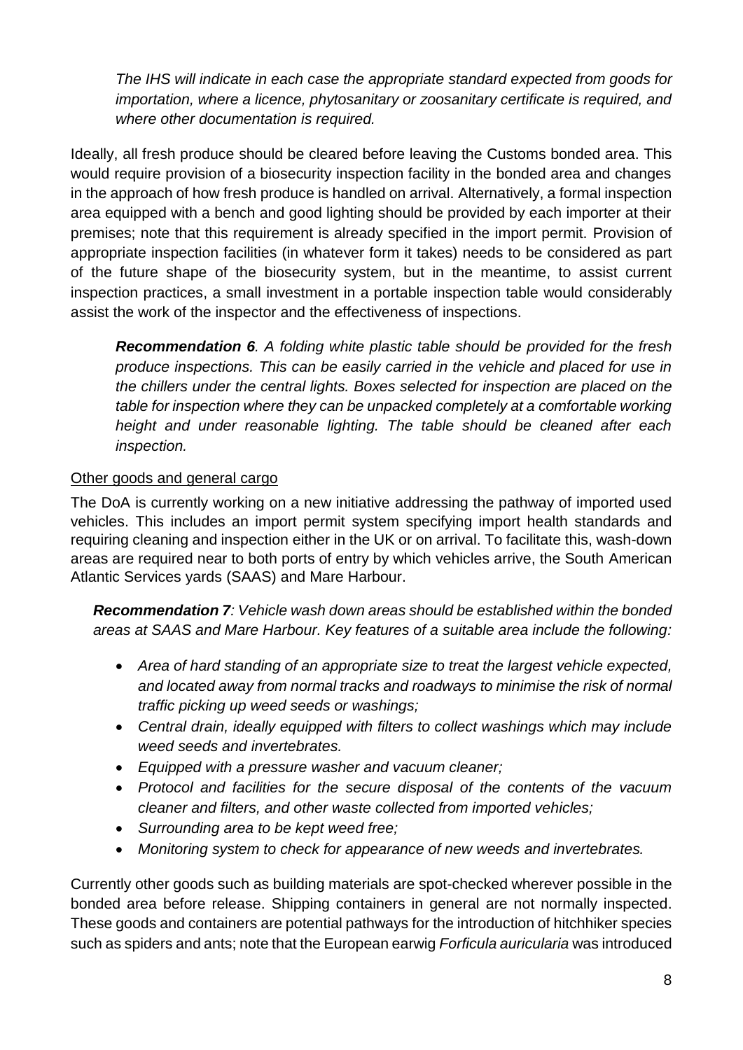*The IHS will indicate in each case the appropriate standard expected from goods for importation, where a licence, phytosanitary or zoosanitary certificate is required, and where other documentation is required.*

Ideally, all fresh produce should be cleared before leaving the Customs bonded area. This would require provision of a biosecurity inspection facility in the bonded area and changes in the approach of how fresh produce is handled on arrival. Alternatively, a formal inspection area equipped with a bench and good lighting should be provided by each importer at their premises; note that this requirement is already specified in the import permit. Provision of appropriate inspection facilities (in whatever form it takes) needs to be considered as part of the future shape of the biosecurity system, but in the meantime, to assist current inspection practices, a small investment in a portable inspection table would considerably assist the work of the inspector and the effectiveness of inspections.

> ***Recommendation 6**. A folding white plastic table should be provided for the fresh produce inspections. This can be easily carried in the vehicle and placed for use in the chillers under the central lights. Boxes selected for inspection are placed on the table for inspection where they can be unpacked completely at a comfortable working height and under reasonable lighting. The table should be cleaned after each inspection.*

<u>Other goods and general cargo</u>

The DoA is currently working on a new initiative addressing the pathway of imported used vehicles. This includes an import permit system specifying import health standards and requiring cleaning and inspection either in the UK or on arrival. To facilitate this, wash-down areas are required near to both ports of entry by which vehicles arrive, the South American Atlantic Services yards (SAAS) and Mare Harbour.

> ***Recommendation 7**: Vehicle wash down areas should be established within the bonded areas at SAAS and Mare Harbour. Key features of a suitable area include the following:*
>
> - *Area of hard standing of an appropriate size to treat the largest vehicle expected, and located away from normal tracks and roadways to minimise the risk of normal traffic picking up weed seeds or washings;*
> - *Central drain, ideally equipped with filters to collect washings which may include weed seeds and invertebrates.*
> - *Equipped with a pressure washer and vacuum cleaner;*
> - *Protocol and facilities for the secure disposal of the contents of the vacuum cleaner and filters, and other waste collected from imported vehicles;*
> - *Surrounding area to be kept weed free;*
> - *Monitoring system to check for appearance of new weeds and invertebrates.*

Currently other goods such as building materials are spot-checked wherever possible in the bonded area before release. Shipping containers in general are not normally inspected. These goods and containers are potential pathways for the introduction of hitchhiker species such as spiders and ants; note that the European earwig *Forficula auricularia* was introduced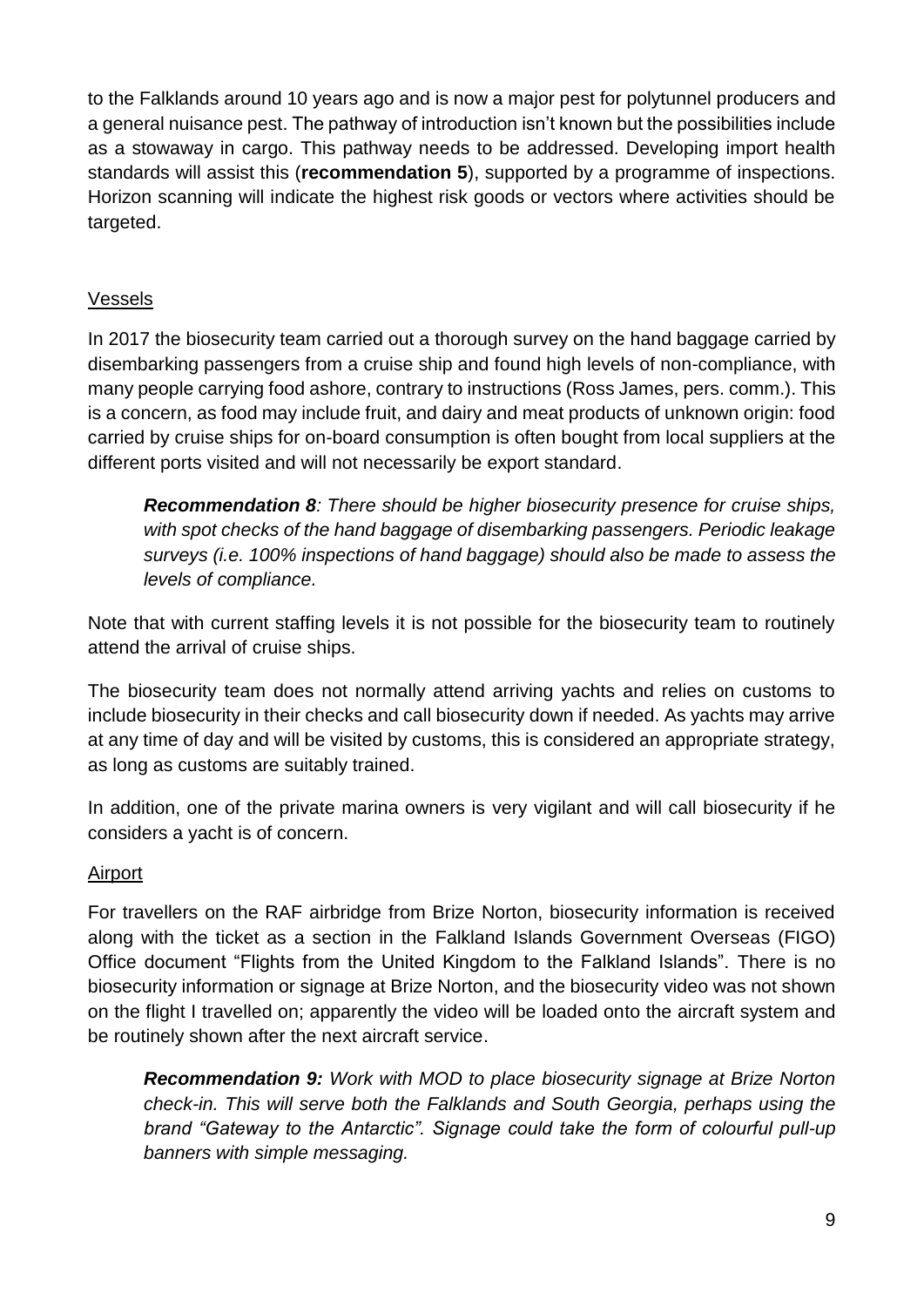to the Falklands around 10 years ago and is now a major pest for polytunnel producers and a general nuisance pest. The pathway of introduction isn't known but the possibilities include as a stowaway in cargo. This pathway needs to be addressed. Developing import health standards will assist this (**recommendation 5**), supported by a programme of inspections. Horizon scanning will indicate the highest risk goods or vectors where activities should be targeted.

### Vessels

In 2017 the biosecurity team carried out a thorough survey on the hand baggage carried by disembarking passengers from a cruise ship and found high levels of non-compliance, with many people carrying food ashore, contrary to instructions (Ross James, pers. comm.). This is a concern, as food may include fruit, and dairy and meat products of unknown origin: food carried by cruise ships for on-board consumption is often bought from local suppliers at the different ports visited and will not necessarily be export standard.

> ***Recommendation 8****: There should be higher biosecurity presence for cruise ships, with spot checks of the hand baggage of disembarking passengers. Periodic leakage surveys (i.e. 100% inspections of hand baggage) should also be made to assess the levels of compliance.*

Note that with current staffing levels it is not possible for the biosecurity team to routinely attend the arrival of cruise ships.

The biosecurity team does not normally attend arriving yachts and relies on customs to include biosecurity in their checks and call biosecurity down if needed. As yachts may arrive at any time of day and will be visited by customs, this is considered an appropriate strategy, as long as customs are suitably trained.

In addition, one of the private marina owners is very vigilant and will call biosecurity if he considers a yacht is of concern.

### Airport

For travellers on the RAF airbridge from Brize Norton, biosecurity information is received along with the ticket as a section in the Falkland Islands Government Overseas (FIGO) Office document "Flights from the United Kingdom to the Falkland Islands". There is no biosecurity information or signage at Brize Norton, and the biosecurity video was not shown on the flight I travelled on; apparently the video will be loaded onto the aircraft system and be routinely shown after the next aircraft service.

> ***Recommendation 9:*** *Work with MOD to place biosecurity signage at Brize Norton check-in. This will serve both the Falklands and South Georgia, perhaps using the brand "Gateway to the Antarctic". Signage could take the form of colourful pull-up banners with simple messaging.*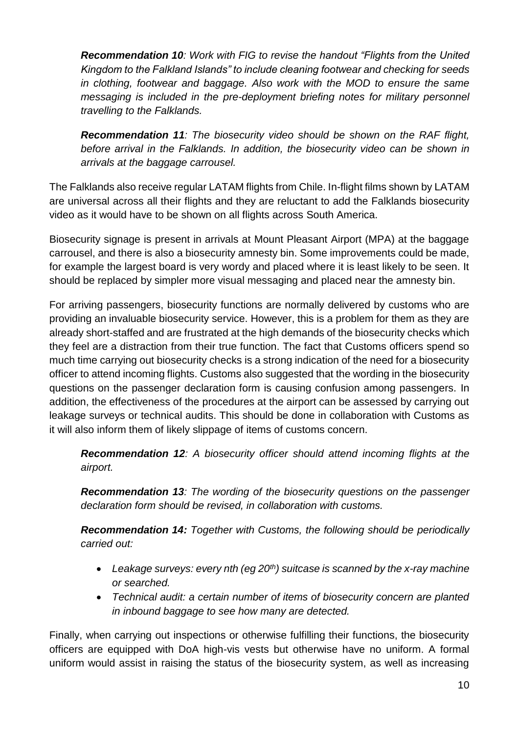***Recommendation 10**: Work with FIG to revise the handout "Flights from the United Kingdom to the Falkland Islands" to include cleaning footwear and checking for seeds in clothing, footwear and baggage. Also work with the MOD to ensure the same messaging is included in the pre-deployment briefing notes for military personnel travelling to the Falklands.*

***Recommendation 11**: The biosecurity video should be shown on the RAF flight, before arrival in the Falklands. In addition, the biosecurity video can be shown in arrivals at the baggage carrousel.*

The Falklands also receive regular LATAM flights from Chile. In-flight films shown by LATAM are universal across all their flights and they are reluctant to add the Falklands biosecurity video as it would have to be shown on all flights across South America.

Biosecurity signage is present in arrivals at Mount Pleasant Airport (MPA) at the baggage carrousel, and there is also a biosecurity amnesty bin. Some improvements could be made, for example the largest board is very wordy and placed where it is least likely to be seen. It should be replaced by simpler more visual messaging and placed near the amnesty bin.

For arriving passengers, biosecurity functions are normally delivered by customs who are providing an invaluable biosecurity service. However, this is a problem for them as they are already short-staffed and are frustrated at the high demands of the biosecurity checks which they feel are a distraction from their true function. The fact that Customs officers spend so much time carrying out biosecurity checks is a strong indication of the need for a biosecurity officer to attend incoming flights. Customs also suggested that the wording in the biosecurity questions on the passenger declaration form is causing confusion among passengers. In addition, the effectiveness of the procedures at the airport can be assessed by carrying out leakage surveys or technical audits. This should be done in collaboration with Customs as it will also inform them of likely slippage of items of customs concern.

***Recommendation 12**: A biosecurity officer should attend incoming flights at the airport.*

***Recommendation 13**: The wording of the biosecurity questions on the passenger declaration form should be revised, in collaboration with customs.*

***Recommendation 14:** Together with Customs, the following should be periodically carried out:*

- *Leakage surveys: every nth (eg 20th) suitcase is scanned by the x-ray machine or searched.*
- *Technical audit: a certain number of items of biosecurity concern are planted in inbound baggage to see how many are detected.*

Finally, when carrying out inspections or otherwise fulfilling their functions, the biosecurity officers are equipped with DoA high-vis vests but otherwise have no uniform. A formal uniform would assist in raising the status of the biosecurity system, as well as increasing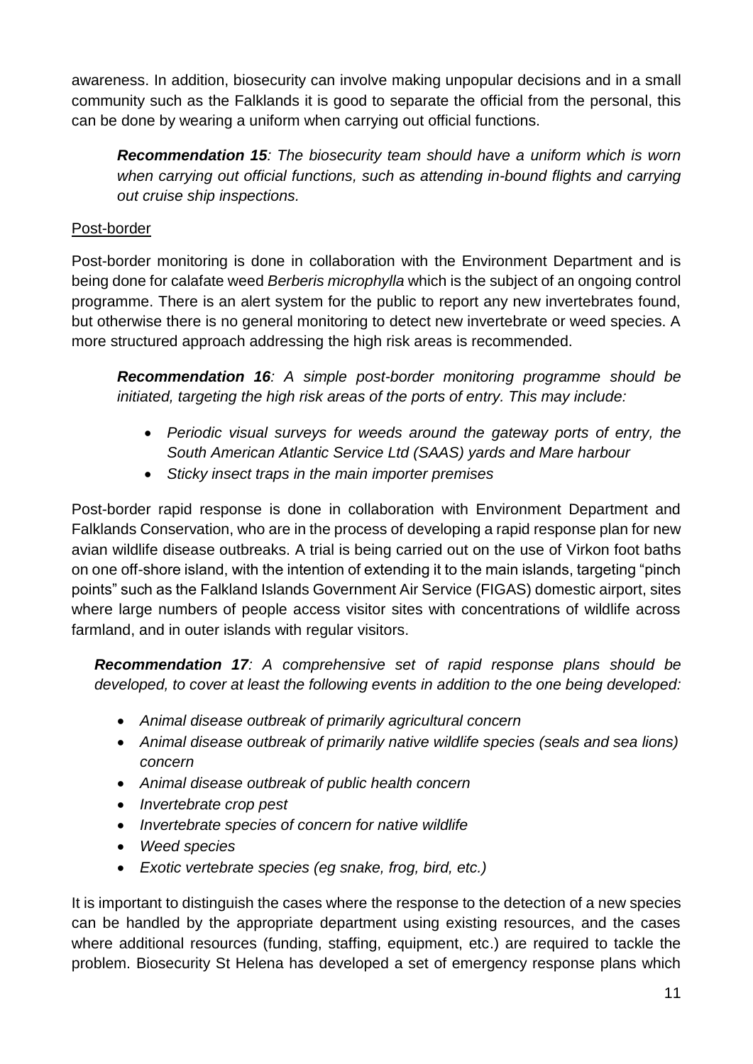awareness. In addition, biosecurity can involve making unpopular decisions and in a small community such as the Falklands it is good to separate the official from the personal, this can be done by wearing a uniform when carrying out official functions.

> ***Recommendation 15**: The biosecurity team should have a uniform which is worn when carrying out official functions, such as attending in-bound flights and carrying out cruise ship inspections.*

<u>Post-border</u>

Post-border monitoring is done in collaboration with the Environment Department and is being done for calafate weed *Berberis microphylla* which is the subject of an ongoing control programme. There is an alert system for the public to report any new invertebrates found, but otherwise there is no general monitoring to detect new invertebrate or weed species. A more structured approach addressing the high risk areas is recommended.

> ***Recommendation 16**: A simple post-border monitoring programme should be initiated, targeting the high risk areas of the ports of entry. This may include:*
>
> - *Periodic visual surveys for weeds around the gateway ports of entry, the South American Atlantic Service Ltd (SAAS) yards and Mare harbour*
> - *Sticky insect traps in the main importer premises*

Post-border rapid response is done in collaboration with Environment Department and Falklands Conservation, who are in the process of developing a rapid response plan for new avian wildlife disease outbreaks. A trial is being carried out on the use of Virkon foot baths on one off-shore island, with the intention of extending it to the main islands, targeting "pinch points" such as the Falkland Islands Government Air Service (FIGAS) domestic airport, sites where large numbers of people access visitor sites with concentrations of wildlife across farmland, and in outer islands with regular visitors.

> ***Recommendation 17**: A comprehensive set of rapid response plans should be developed, to cover at least the following events in addition to the one being developed:*
>
> - *Animal disease outbreak of primarily agricultural concern*
> - *Animal disease outbreak of primarily native wildlife species (seals and sea lions) concern*
> - *Animal disease outbreak of public health concern*
> - *Invertebrate crop pest*
> - *Invertebrate species of concern for native wildlife*
> - *Weed species*
> - *Exotic vertebrate species (eg snake, frog, bird, etc.)*

It is important to distinguish the cases where the response to the detection of a new species can be handled by the appropriate department using existing resources, and the cases where additional resources (funding, staffing, equipment, etc.) are required to tackle the problem. Biosecurity St Helena has developed a set of emergency response plans which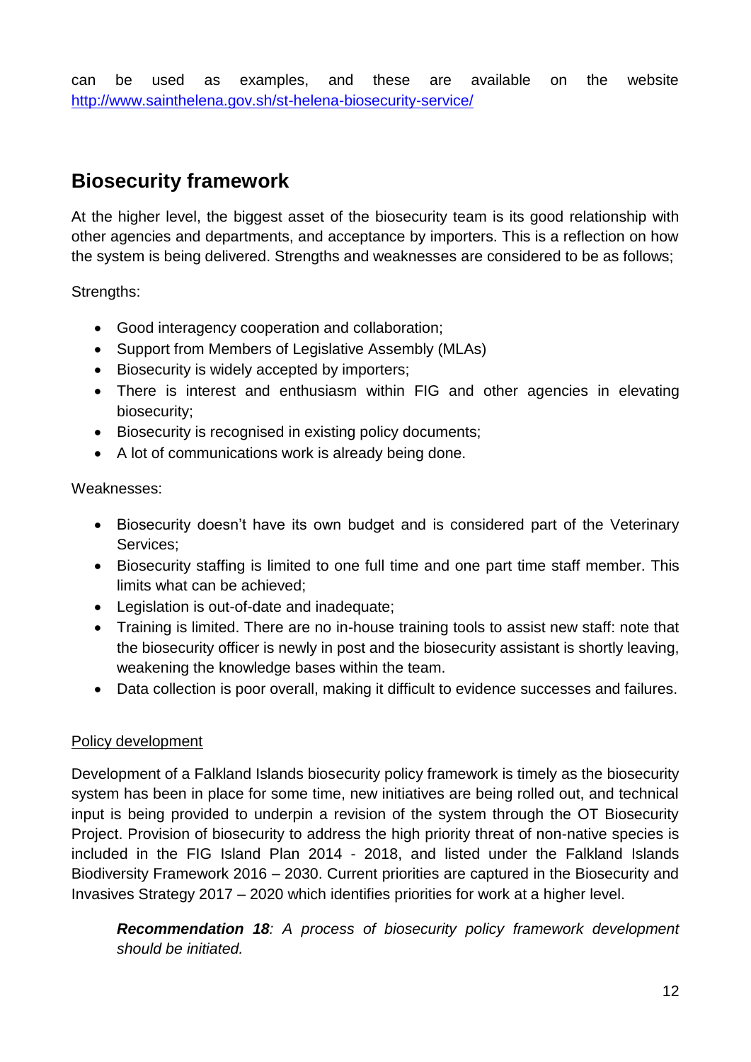can be used as examples, and these are available on the website http://www.sainthelena.gov.sh/st-helena-biosecurity-service/

## Biosecurity framework

At the higher level, the biggest asset of the biosecurity team is its good relationship with other agencies and departments, and acceptance by importers. This is a reflection on how the system is being delivered. Strengths and weaknesses are considered to be as follows;

Strengths:

- Good interagency cooperation and collaboration;
- Support from Members of Legislative Assembly (MLAs)
- Biosecurity is widely accepted by importers;
- There is interest and enthusiasm within FIG and other agencies in elevating biosecurity;
- Biosecurity is recognised in existing policy documents;
- A lot of communications work is already being done.

Weaknesses:

- Biosecurity doesn't have its own budget and is considered part of the Veterinary Services;
- Biosecurity staffing is limited to one full time and one part time staff member. This limits what can be achieved;
- Legislation is out-of-date and inadequate;
- Training is limited. There are no in-house training tools to assist new staff: note that the biosecurity officer is newly in post and the biosecurity assistant is shortly leaving, weakening the knowledge bases within the team.
- Data collection is poor overall, making it difficult to evidence successes and failures.

Policy development

Development of a Falkland Islands biosecurity policy framework is timely as the biosecurity system has been in place for some time, new initiatives are being rolled out, and technical input is being provided to underpin a revision of the system through the OT Biosecurity Project. Provision of biosecurity to address the high priority threat of non-native species is included in the FIG Island Plan 2014 - 2018, and listed under the Falkland Islands Biodiversity Framework 2016 – 2030. Current priorities are captured in the Biosecurity and Invasives Strategy 2017 – 2020 which identifies priorities for work at a higher level.

> ***Recommendation 18****: A process of biosecurity policy framework development should be initiated.*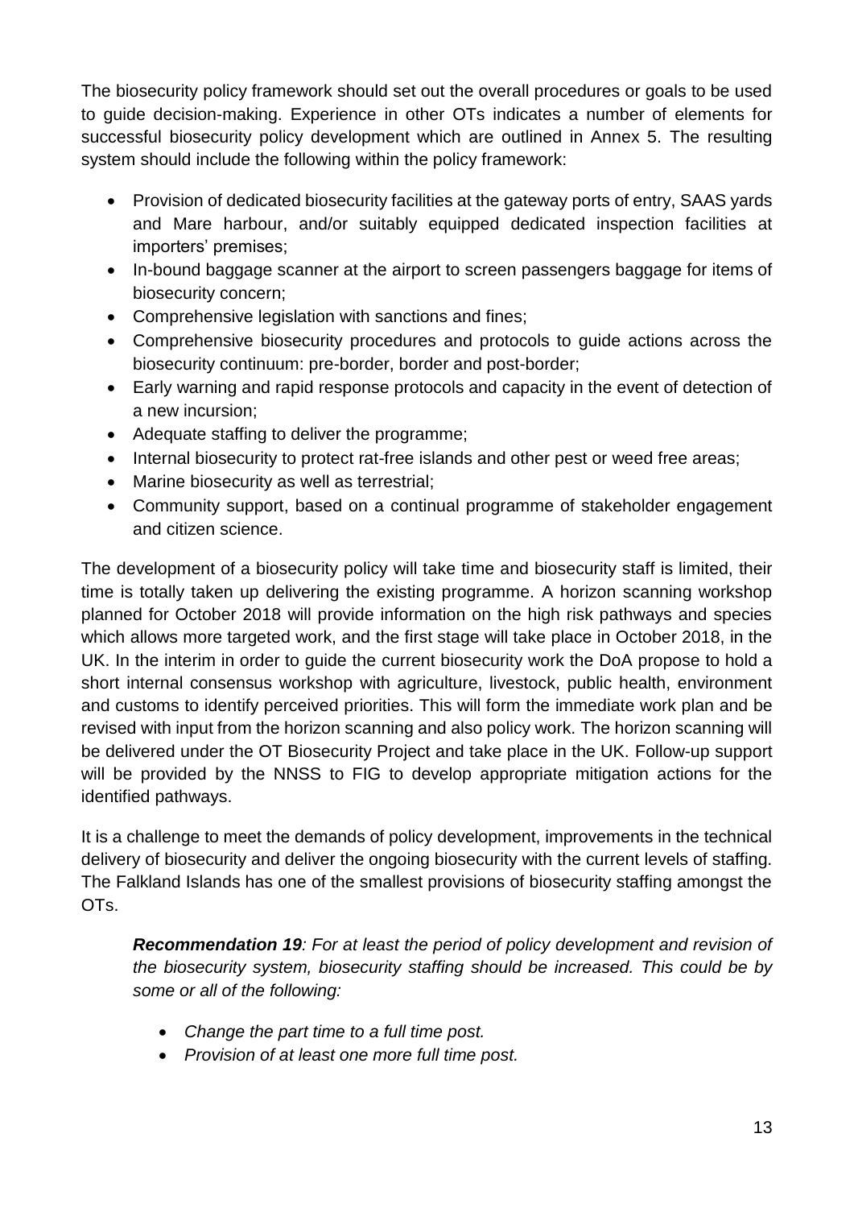The biosecurity policy framework should set out the overall procedures or goals to be used to guide decision-making. Experience in other OTs indicates a number of elements for successful biosecurity policy development which are outlined in Annex 5. The resulting system should include the following within the policy framework:

- Provision of dedicated biosecurity facilities at the gateway ports of entry, SAAS yards and Mare harbour, and/or suitably equipped dedicated inspection facilities at importers' premises;
- In-bound baggage scanner at the airport to screen passengers baggage for items of biosecurity concern;
- Comprehensive legislation with sanctions and fines;
- Comprehensive biosecurity procedures and protocols to guide actions across the biosecurity continuum: pre-border, border and post-border;
- Early warning and rapid response protocols and capacity in the event of detection of a new incursion;
- Adequate staffing to deliver the programme;
- Internal biosecurity to protect rat-free islands and other pest or weed free areas;
- Marine biosecurity as well as terrestrial;
- Community support, based on a continual programme of stakeholder engagement and citizen science.

The development of a biosecurity policy will take time and biosecurity staff is limited, their time is totally taken up delivering the existing programme. A horizon scanning workshop planned for October 2018 will provide information on the high risk pathways and species which allows more targeted work, and the first stage will take place in October 2018, in the UK. In the interim in order to guide the current biosecurity work the DoA propose to hold a short internal consensus workshop with agriculture, livestock, public health, environment and customs to identify perceived priorities. This will form the immediate work plan and be revised with input from the horizon scanning and also policy work. The horizon scanning will be delivered under the OT Biosecurity Project and take place in the UK. Follow-up support will be provided by the NNSS to FIG to develop appropriate mitigation actions for the identified pathways.

It is a challenge to meet the demands of policy development, improvements in the technical delivery of biosecurity and deliver the ongoing biosecurity with the current levels of staffing. The Falkland Islands has one of the smallest provisions of biosecurity staffing amongst the OTs.

> ***Recommendation 19****: For at least the period of policy development and revision of the biosecurity system, biosecurity staffing should be increased. This could be by some or all of the following:*
>
> - *Change the part time to a full time post.*
> - *Provision of at least one more full time post.*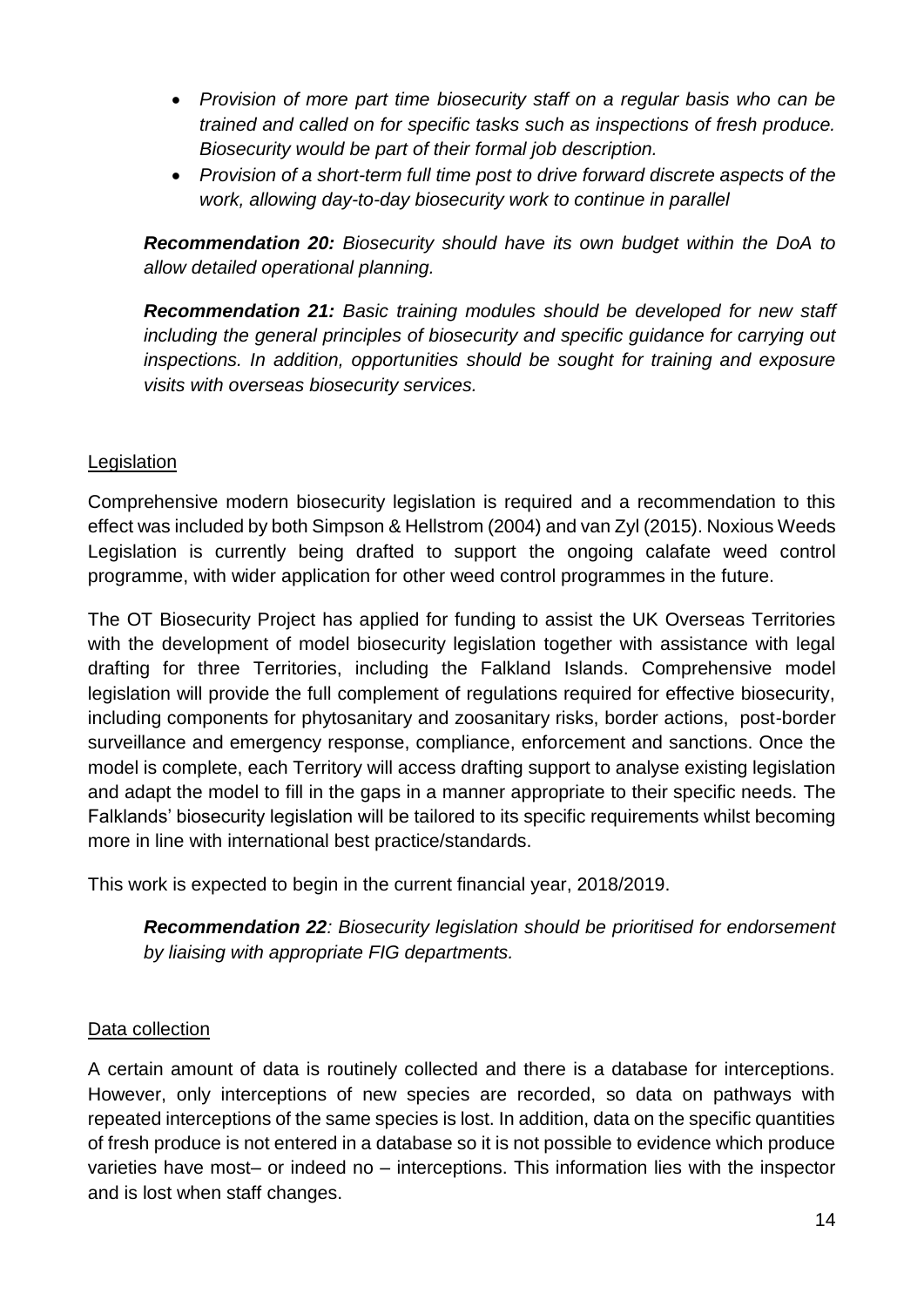- *Provision of more part time biosecurity staff on a regular basis who can be trained and called on for specific tasks such as inspections of fresh produce. Biosecurity would be part of their formal job description.*
- *Provision of a short-term full time post to drive forward discrete aspects of the work, allowing day-to-day biosecurity work to continue in parallel*

> ***Recommendation 20:*** *Biosecurity should have its own budget within the DoA to allow detailed operational planning.*

> ***Recommendation 21:*** *Basic training modules should be developed for new staff including the general principles of biosecurity and specific guidance for carrying out inspections. In addition, opportunities should be sought for training and exposure visits with overseas biosecurity services.*

## Legislation

Comprehensive modern biosecurity legislation is required and a recommendation to this effect was included by both Simpson & Hellstrom (2004) and van Zyl (2015). Noxious Weeds Legislation is currently being drafted to support the ongoing calafate weed control programme, with wider application for other weed control programmes in the future.

The OT Biosecurity Project has applied for funding to assist the UK Overseas Territories with the development of model biosecurity legislation together with assistance with legal drafting for three Territories, including the Falkland Islands. Comprehensive model legislation will provide the full complement of regulations required for effective biosecurity, including components for phytosanitary and zoosanitary risks, border actions, post-border surveillance and emergency response, compliance, enforcement and sanctions. Once the model is complete, each Territory will access drafting support to analyse existing legislation and adapt the model to fill in the gaps in a manner appropriate to their specific needs. The Falklands' biosecurity legislation will be tailored to its specific requirements whilst becoming more in line with international best practice/standards.

This work is expected to begin in the current financial year, 2018/2019.

> ***Recommendation 22****: Biosecurity legislation should be prioritised for endorsement by liaising with appropriate FIG departments.*

## Data collection

A certain amount of data is routinely collected and there is a database for interceptions. However, only interceptions of new species are recorded, so data on pathways with repeated interceptions of the same species is lost. In addition, data on the specific quantities of fresh produce is not entered in a database so it is not possible to evidence which produce varieties have most– or indeed no – interceptions. This information lies with the inspector and is lost when staff changes.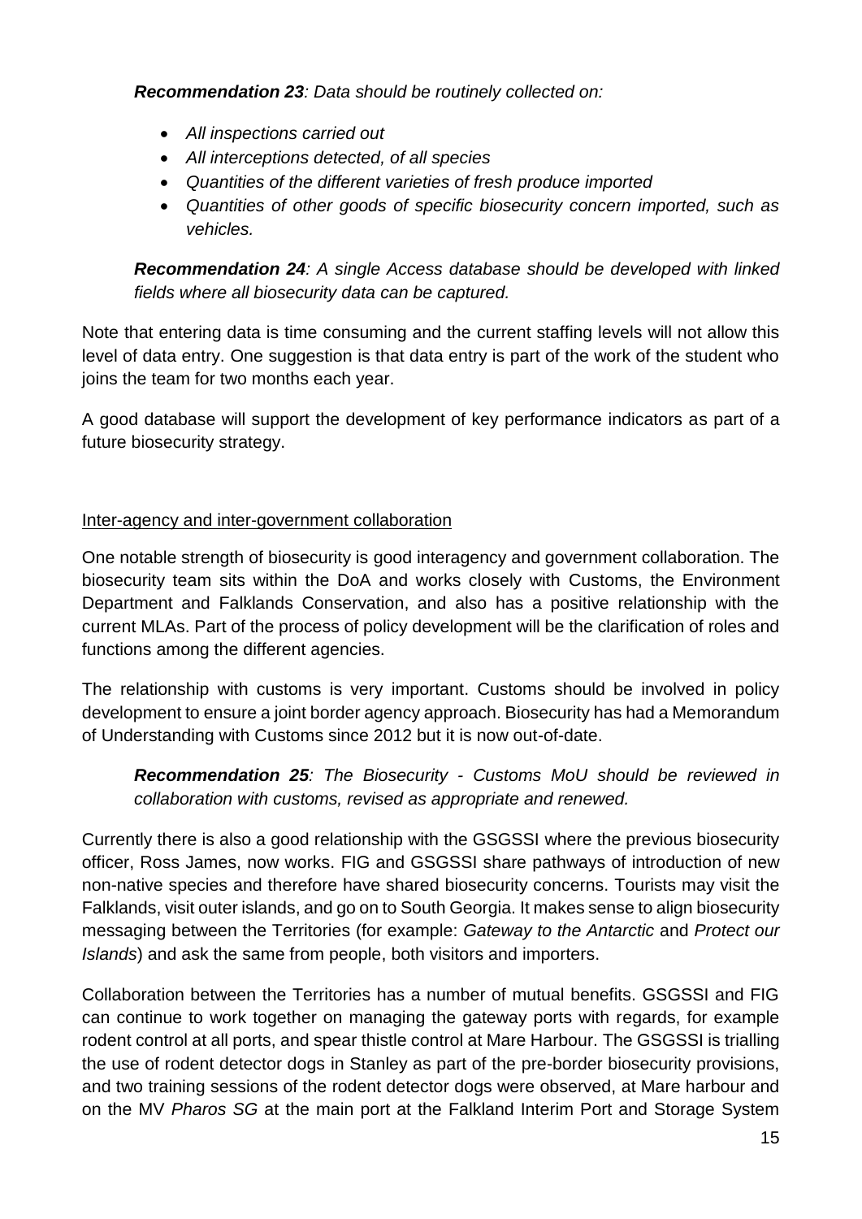***Recommendation 23**: Data should be routinely collected on:*

- *All inspections carried out*
- *All interceptions detected, of all species*
- *Quantities of the different varieties of fresh produce imported*
- *Quantities of other goods of specific biosecurity concern imported, such as vehicles.*

***Recommendation 24**: A single Access database should be developed with linked fields where all biosecurity data can be captured.*

Note that entering data is time consuming and the current staffing levels will not allow this level of data entry. One suggestion is that data entry is part of the work of the student who joins the team for two months each year.

A good database will support the development of key performance indicators as part of a future biosecurity strategy.

<u>Inter-agency and inter-government collaboration</u>

One notable strength of biosecurity is good interagency and government collaboration. The biosecurity team sits within the DoA and works closely with Customs, the Environment Department and Falklands Conservation, and also has a positive relationship with the current MLAs. Part of the process of policy development will be the clarification of roles and functions among the different agencies.

The relationship with customs is very important. Customs should be involved in policy development to ensure a joint border agency approach. Biosecurity has had a Memorandum of Understanding with Customs since 2012 but it is now out-of-date.

***Recommendation 25**: The Biosecurity - Customs MoU should be reviewed in collaboration with customs, revised as appropriate and renewed.*

Currently there is also a good relationship with the GSGSSI where the previous biosecurity officer, Ross James, now works. FIG and GSGSSI share pathways of introduction of new non-native species and therefore have shared biosecurity concerns. Tourists may visit the Falklands, visit outer islands, and go on to South Georgia. It makes sense to align biosecurity messaging between the Territories (for example: *Gateway to the Antarctic* and *Protect our Islands*) and ask the same from people, both visitors and importers.

Collaboration between the Territories has a number of mutual benefits. GSGSSI and FIG can continue to work together on managing the gateway ports with regards, for example rodent control at all ports, and spear thistle control at Mare Harbour. The GSGSSI is trialling the use of rodent detector dogs in Stanley as part of the pre-border biosecurity provisions, and two training sessions of the rodent detector dogs were observed, at Mare harbour and on the MV *Pharos SG* at the main port at the Falkland Interim Port and Storage System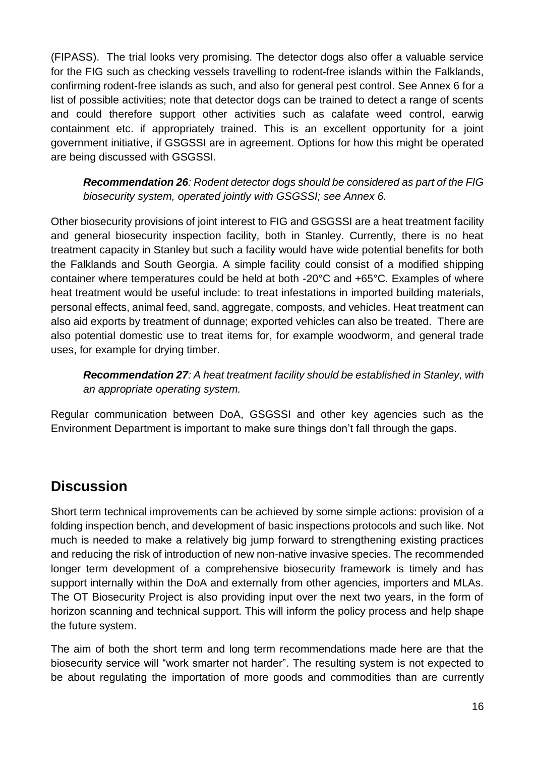(FIPASS). The trial looks very promising. The detector dogs also offer a valuable service for the FIG such as checking vessels travelling to rodent-free islands within the Falklands, confirming rodent-free islands as such, and also for general pest control. See Annex 6 for a list of possible activities; note that detector dogs can be trained to detect a range of scents and could therefore support other activities such as calafate weed control, earwig containment etc. if appropriately trained. This is an excellent opportunity for a joint government initiative, if GSGSSI are in agreement. Options for how this might be operated are being discussed with GSGSSI.

> ***Recommendation 26****: Rodent detector dogs should be considered as part of the FIG biosecurity system, operated jointly with GSGSSI; see Annex 6.*

Other biosecurity provisions of joint interest to FIG and GSGSSI are a heat treatment facility and general biosecurity inspection facility, both in Stanley. Currently, there is no heat treatment capacity in Stanley but such a facility would have wide potential benefits for both the Falklands and South Georgia. A simple facility could consist of a modified shipping container where temperatures could be held at both -20°C and +65°C. Examples of where heat treatment would be useful include: to treat infestations in imported building materials, personal effects, animal feed, sand, aggregate, composts, and vehicles. Heat treatment can also aid exports by treatment of dunnage; exported vehicles can also be treated. There are also potential domestic use to treat items for, for example woodworm, and general trade uses, for example for drying timber.

> ***Recommendation 27****: A heat treatment facility should be established in Stanley, with an appropriate operating system.*

Regular communication between DoA, GSGSSI and other key agencies such as the Environment Department is important to make sure things don't fall through the gaps.

## Discussion

Short term technical improvements can be achieved by some simple actions: provision of a folding inspection bench, and development of basic inspections protocols and such like. Not much is needed to make a relatively big jump forward to strengthening existing practices and reducing the risk of introduction of new non-native invasive species. The recommended longer term development of a comprehensive biosecurity framework is timely and has support internally within the DoA and externally from other agencies, importers and MLAs. The OT Biosecurity Project is also providing input over the next two years, in the form of horizon scanning and technical support. This will inform the policy process and help shape the future system.

The aim of both the short term and long term recommendations made here are that the biosecurity service will "work smarter not harder". The resulting system is not expected to be about regulating the importation of more goods and commodities than are currently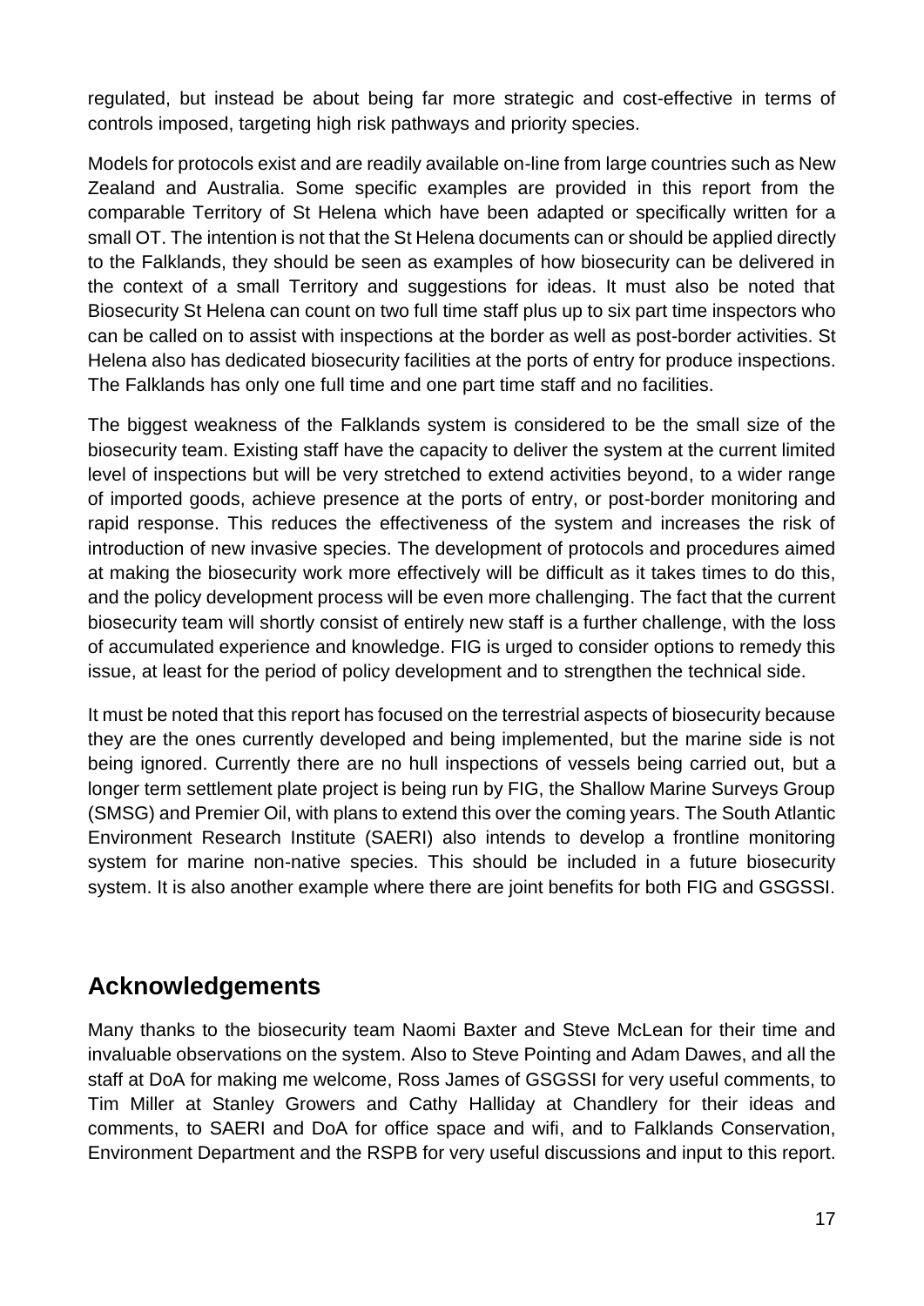regulated, but instead be about being far more strategic and cost-effective in terms of controls imposed, targeting high risk pathways and priority species.

Models for protocols exist and are readily available on-line from large countries such as New Zealand and Australia. Some specific examples are provided in this report from the comparable Territory of St Helena which have been adapted or specifically written for a small OT. The intention is not that the St Helena documents can or should be applied directly to the Falklands, they should be seen as examples of how biosecurity can be delivered in the context of a small Territory and suggestions for ideas. It must also be noted that Biosecurity St Helena can count on two full time staff plus up to six part time inspectors who can be called on to assist with inspections at the border as well as post-border activities. St Helena also has dedicated biosecurity facilities at the ports of entry for produce inspections. The Falklands has only one full time and one part time staff and no facilities.

The biggest weakness of the Falklands system is considered to be the small size of the biosecurity team. Existing staff have the capacity to deliver the system at the current limited level of inspections but will be very stretched to extend activities beyond, to a wider range of imported goods, achieve presence at the ports of entry, or post-border monitoring and rapid response. This reduces the effectiveness of the system and increases the risk of introduction of new invasive species. The development of protocols and procedures aimed at making the biosecurity work more effectively will be difficult as it takes times to do this, and the policy development process will be even more challenging. The fact that the current biosecurity team will shortly consist of entirely new staff is a further challenge, with the loss of accumulated experience and knowledge. FIG is urged to consider options to remedy this issue, at least for the period of policy development and to strengthen the technical side.

It must be noted that this report has focused on the terrestrial aspects of biosecurity because they are the ones currently developed and being implemented, but the marine side is not being ignored. Currently there are no hull inspections of vessels being carried out, but a longer term settlement plate project is being run by FIG, the Shallow Marine Surveys Group (SMSG) and Premier Oil, with plans to extend this over the coming years. The South Atlantic Environment Research Institute (SAERI) also intends to develop a frontline monitoring system for marine non-native species. This should be included in a future biosecurity system. It is also another example where there are joint benefits for both FIG and GSGSSI.

## Acknowledgements

Many thanks to the biosecurity team Naomi Baxter and Steve McLean for their time and invaluable observations on the system. Also to Steve Pointing and Adam Dawes, and all the staff at DoA for making me welcome, Ross James of GSGSSI for very useful comments, to Tim Miller at Stanley Growers and Cathy Halliday at Chandlery for their ideas and comments, to SAERI and DoA for office space and wifi, and to Falklands Conservation, Environment Department and the RSPB for very useful discussions and input to this report.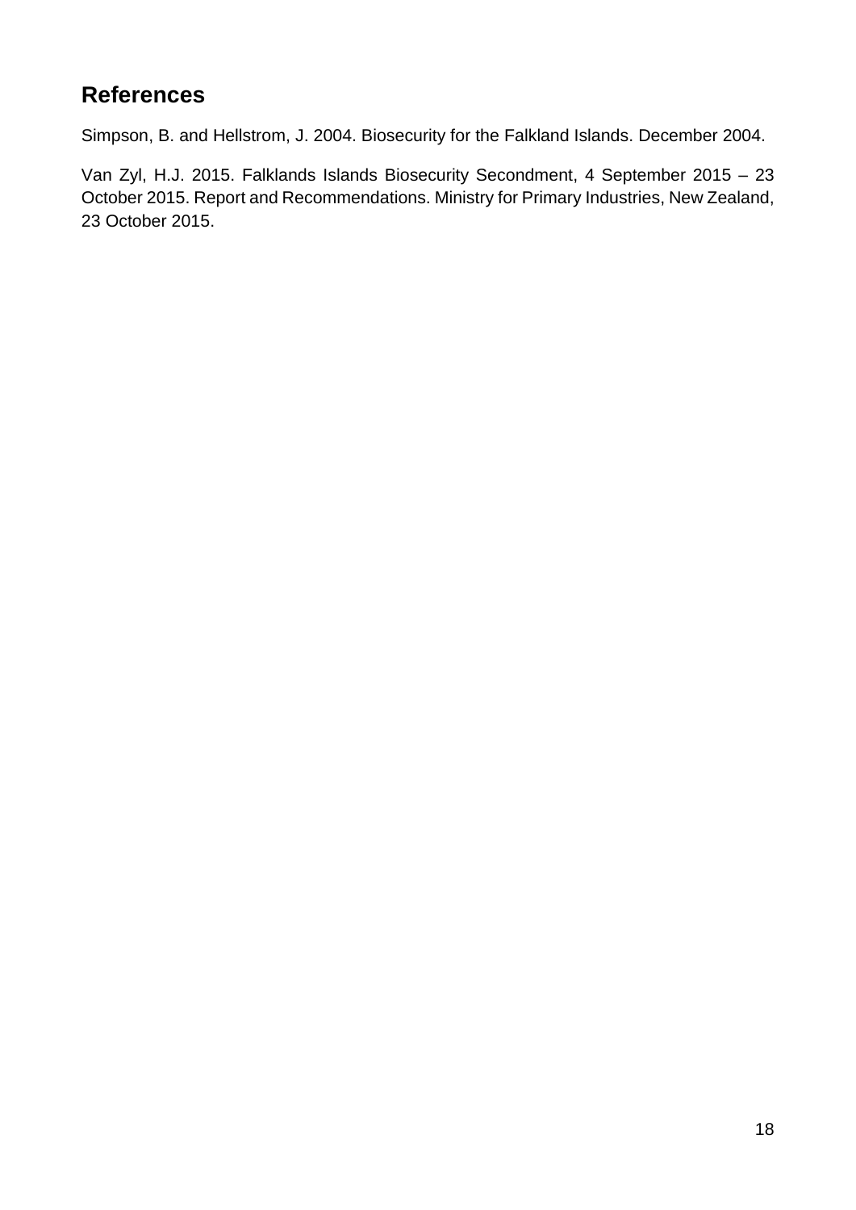## References

Simpson, B. and Hellstrom, J. 2004. Biosecurity for the Falkland Islands. December 2004.

Van Zyl, H.J. 2015. Falklands Islands Biosecurity Secondment, 4 September 2015 – 23 October 2015. Report and Recommendations. Ministry for Primary Industries, New Zealand, 23 October 2015.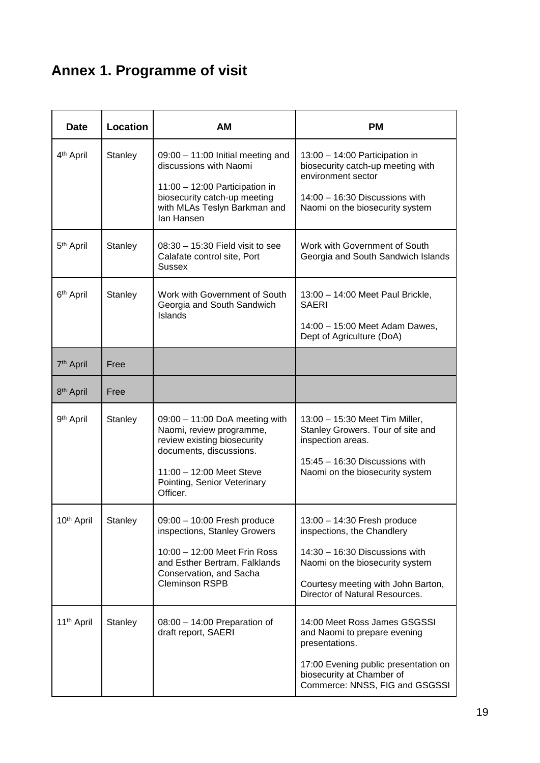## Annex 1. Programme of visit

| Date | Location | AM | PM |
|---|---|---|---|
| 4th April | Stanley | 09:00 – 11:00 Initial meeting and discussions with Naomi<br><br>11:00 – 12:00 Participation in biosecurity catch-up meeting with MLAs Teslyn Barkman and Ian Hansen | 13:00 – 14:00 Participation in biosecurity catch-up meeting with environment sector<br><br>14:00 – 16:30 Discussions with Naomi on the biosecurity system |
| 5th April | Stanley | 08:30 – 15:30 Field visit to see Calafate control site, Port Sussex | Work with Government of South Georgia and South Sandwich Islands |
| 6th April | Stanley | Work with Government of South Georgia and South Sandwich Islands | 13:00 – 14:00 Meet Paul Brickle, SAERI<br><br>14:00 – 15:00 Meet Adam Dawes, Dept of Agriculture (DoA) |
| 7th April | Free | | |
| 8th April | Free | | |
| 9th April | Stanley | 09:00 – 11:00 DoA meeting with Naomi, review programme, review existing biosecurity documents, discussions.<br><br>11:00 – 12:00 Meet Steve Pointing, Senior Veterinary Officer. | 13:00 – 15:30 Meet Tim Miller, Stanley Growers. Tour of site and inspection areas.<br><br>15:45 – 16:30 Discussions with Naomi on the biosecurity system |
| 10th April | Stanley | 09:00 – 10:00 Fresh produce inspections, Stanley Growers<br><br>10:00 – 12:00 Meet Frin Ross and Esther Bertram, Falklands Conservation, and Sacha Cleminson RSPB | 13:00 – 14:30 Fresh produce inspections, the Chandlery<br><br>14:30 – 16:30 Discussions with Naomi on the biosecurity system<br><br>Courtesy meeting with John Barton, Director of Natural Resources. |
| 11th April | Stanley | 08:00 – 14:00 Preparation of draft report, SAERI | 14:00 Meet Ross James GSGSSI and Naomi to prepare evening presentations.<br><br>17:00 Evening public presentation on biosecurity at Chamber of Commerce: NNSS, FIG and GSGSSI |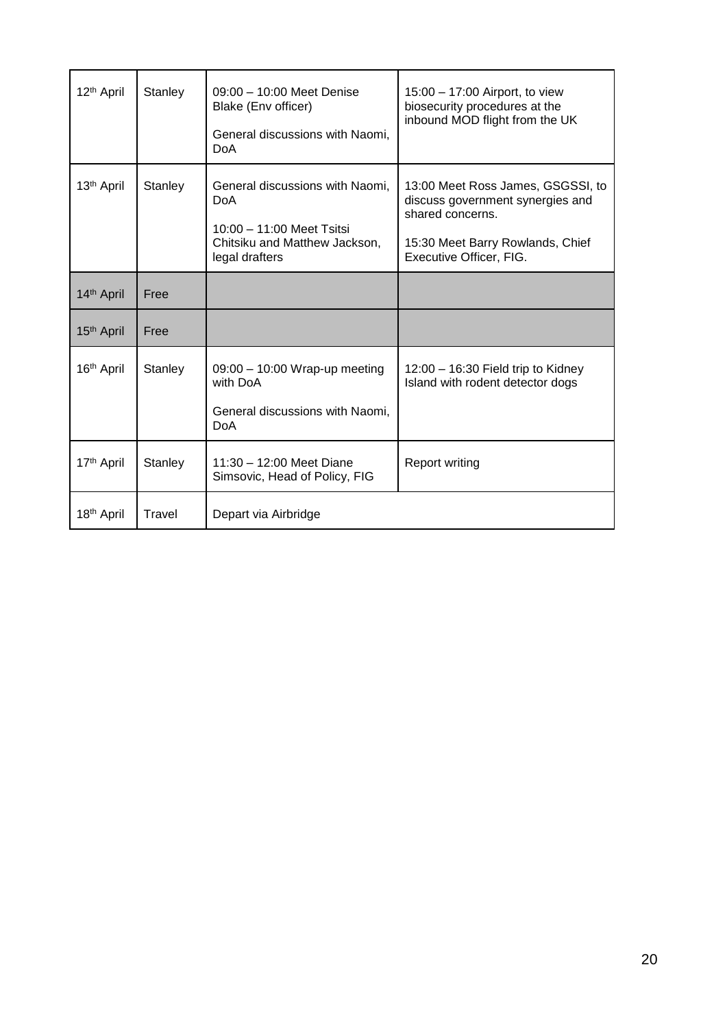| | | | |
|---|---|---|---|
| 12th April | Stanley | 09:00 – 10:00 Meet Denise Blake (Env officer)<br><br>General discussions with Naomi, DoA | 15:00 – 17:00 Airport, to view biosecurity procedures at the inbound MOD flight from the UK |
| 13th April | Stanley | General discussions with Naomi, DoA<br><br>10:00 – 11:00 Meet Tsitsi Chitsiku and Matthew Jackson, legal drafters | 13:00 Meet Ross James, GSGSSI, to discuss government synergies and shared concerns.<br><br>15:30 Meet Barry Rowlands, Chief Executive Officer, FIG. |
| 14th April | Free | | |
| 15th April | Free | | |
| 16th April | Stanley | 09:00 – 10:00 Wrap-up meeting with DoA<br><br>General discussions with Naomi, DoA | 12:00 – 16:30 Field trip to Kidney Island with rodent detector dogs |
| 17th April | Stanley | 11:30 – 12:00 Meet Diane Simsovic, Head of Policy, FIG | Report writing |
| 18th April | Travel | Depart via Airbridge | |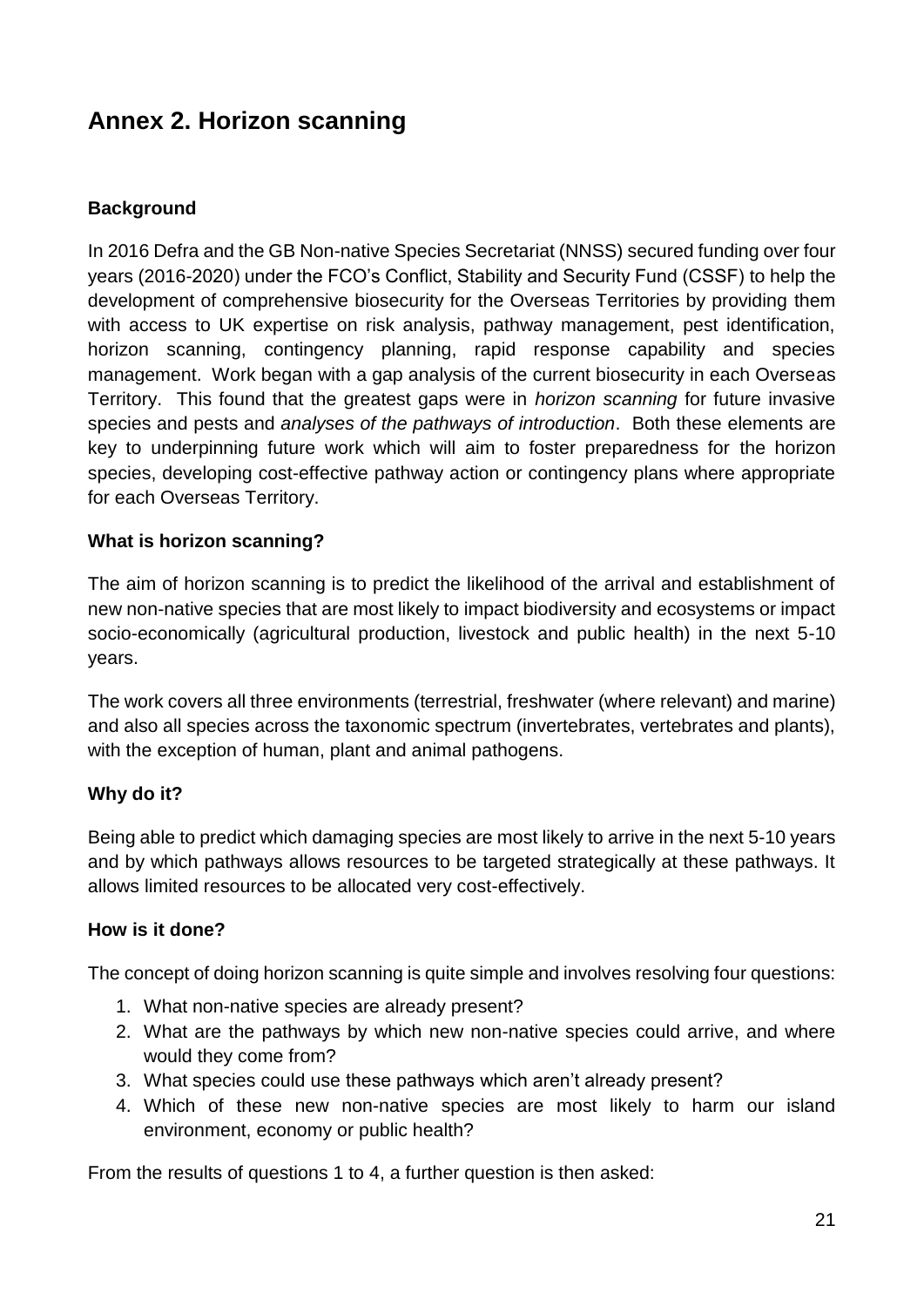# Annex 2. Horizon scanning

**Background**

In 2016 Defra and the GB Non-native Species Secretariat (NNSS) secured funding over four years (2016-2020) under the FCO's Conflict, Stability and Security Fund (CSSF) to help the development of comprehensive biosecurity for the Overseas Territories by providing them with access to UK expertise on risk analysis, pathway management, pest identification, horizon scanning, contingency planning, rapid response capability and species management. Work began with a gap analysis of the current biosecurity in each Overseas Territory. This found that the greatest gaps were in *horizon scanning* for future invasive species and pests and *analyses of the pathways of introduction*. Both these elements are key to underpinning future work which will aim to foster preparedness for the horizon species, developing cost-effective pathway action or contingency plans where appropriate for each Overseas Territory.

**What is horizon scanning?**

The aim of horizon scanning is to predict the likelihood of the arrival and establishment of new non-native species that are most likely to impact biodiversity and ecosystems or impact socio-economically (agricultural production, livestock and public health) in the next 5-10 years.

The work covers all three environments (terrestrial, freshwater (where relevant) and marine) and also all species across the taxonomic spectrum (invertebrates, vertebrates and plants), with the exception of human, plant and animal pathogens.

**Why do it?**

Being able to predict which damaging species are most likely to arrive in the next 5-10 years and by which pathways allows resources to be targeted strategically at these pathways. It allows limited resources to be allocated very cost-effectively.

**How is it done?**

The concept of doing horizon scanning is quite simple and involves resolving four questions:

1. What non-native species are already present?
2. What are the pathways by which new non-native species could arrive, and where would they come from?
3. What species could use these pathways which aren't already present?
4. Which of these new non-native species are most likely to harm our island environment, economy or public health?

From the results of questions 1 to 4, a further question is then asked: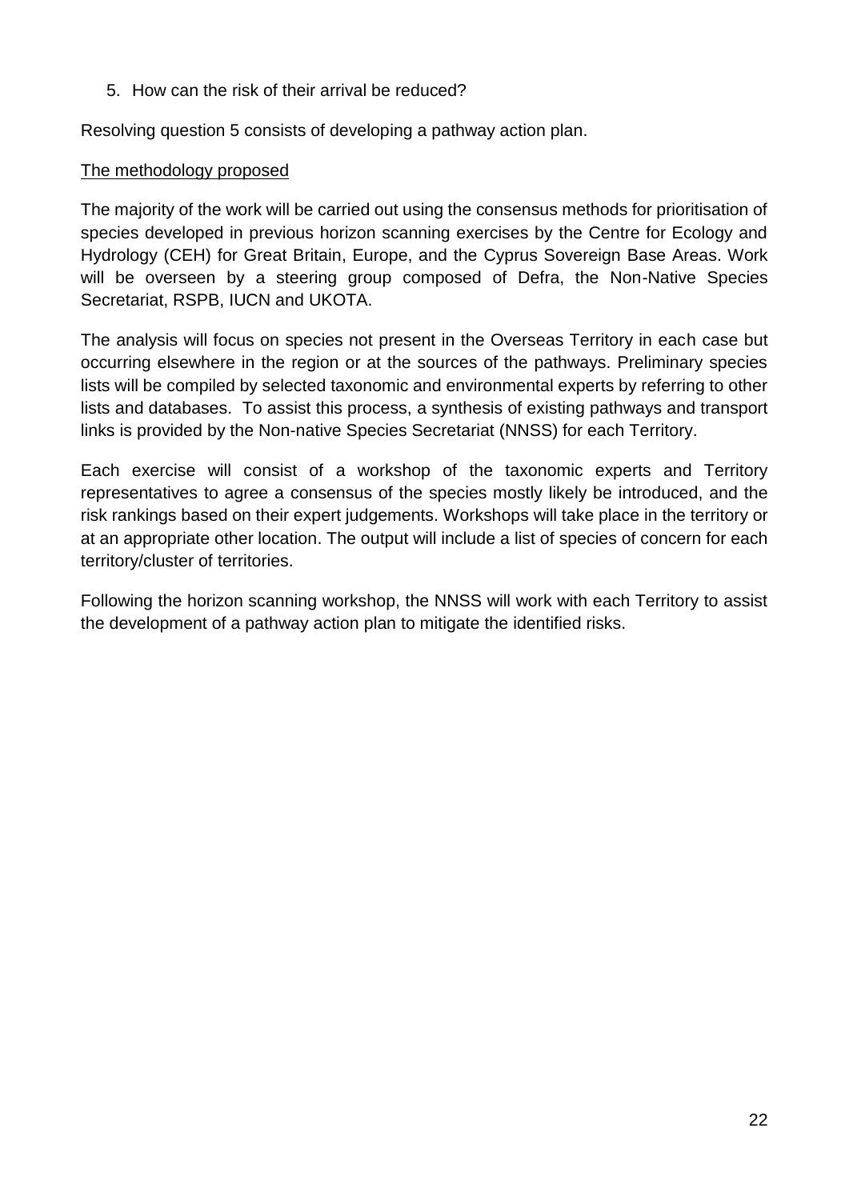5. How can the risk of their arrival be reduced?

Resolving question 5 consists of developing a pathway action plan.

<u>The methodology proposed</u>

The majority of the work will be carried out using the consensus methods for prioritisation of species developed in previous horizon scanning exercises by the Centre for Ecology and Hydrology (CEH) for Great Britain, Europe, and the Cyprus Sovereign Base Areas. Work will be overseen by a steering group composed of Defra, the Non-Native Species Secretariat, RSPB, IUCN and UKOTA.

The analysis will focus on species not present in the Overseas Territory in each case but occurring elsewhere in the region or at the sources of the pathways. Preliminary species lists will be compiled by selected taxonomic and environmental experts by referring to other lists and databases. To assist this process, a synthesis of existing pathways and transport links is provided by the Non-native Species Secretariat (NNSS) for each Territory.

Each exercise will consist of a workshop of the taxonomic experts and Territory representatives to agree a consensus of the species mostly likely be introduced, and the risk rankings based on their expert judgements. Workshops will take place in the territory or at an appropriate other location. The output will include a list of species of concern for each territory/cluster of territories.

Following the horizon scanning workshop, the NNSS will work with each Territory to assist the development of a pathway action plan to mitigate the identified risks.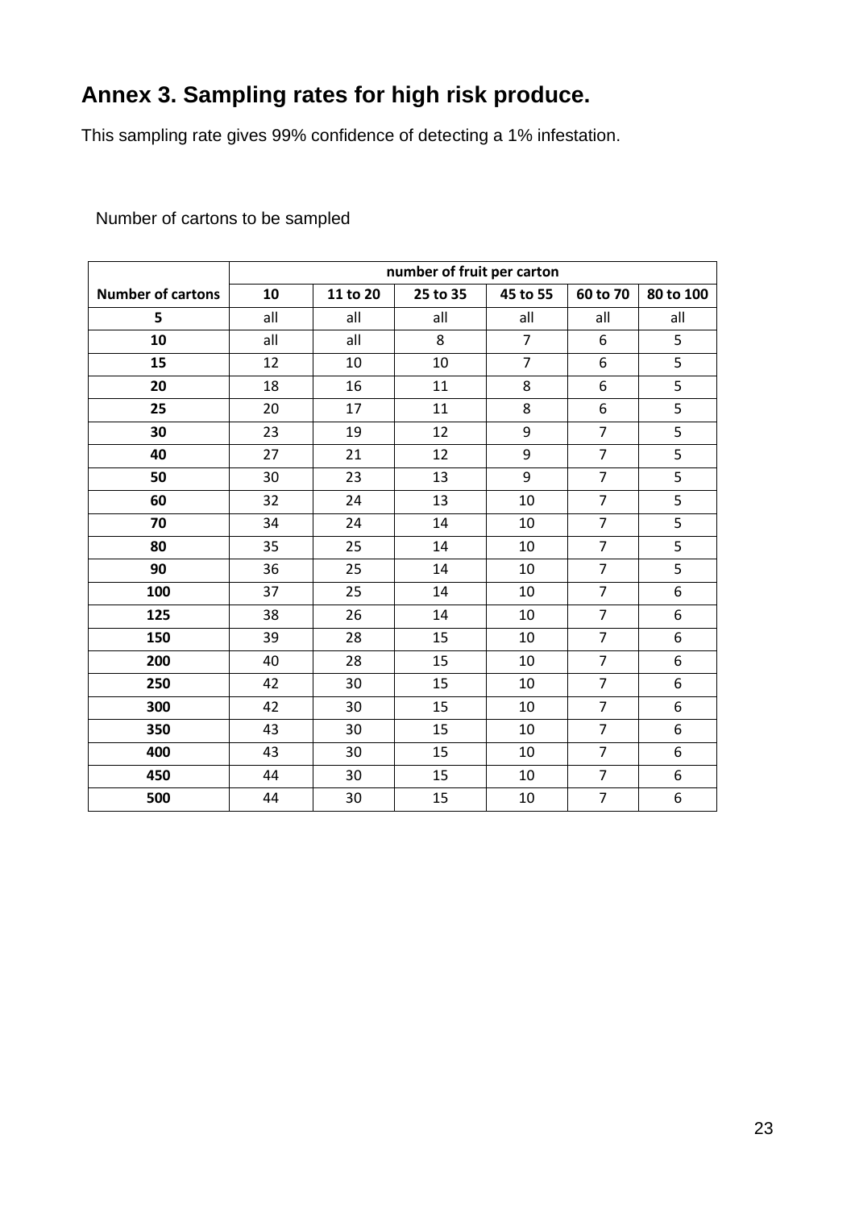## Annex 3. Sampling rates for high risk produce.

This sampling rate gives 99% confidence of detecting a 1% infestation.

Number of cartons to be sampled

| | number of fruit per carton | | | | | |
|---|---|---|---|---|---|---|
| **Number of cartons** | **10** | **11 to 20** | **25 to 35** | **45 to 55** | **60 to 70** | **80 to 100** |
| **5** | all | all | all | all | all | all |
| **10** | all | all | 8 | 7 | 6 | 5 |
| **15** | 12 | 10 | 10 | 7 | 6 | 5 |
| **20** | 18 | 16 | 11 | 8 | 6 | 5 |
| **25** | 20 | 17 | 11 | 8 | 6 | 5 |
| **30** | 23 | 19 | 12 | 9 | 7 | 5 |
| **40** | 27 | 21 | 12 | 9 | 7 | 5 |
| **50** | 30 | 23 | 13 | 9 | 7 | 5 |
| **60** | 32 | 24 | 13 | 10 | 7 | 5 |
| **70** | 34 | 24 | 14 | 10 | 7 | 5 |
| **80** | 35 | 25 | 14 | 10 | 7 | 5 |
| **90** | 36 | 25 | 14 | 10 | 7 | 5 |
| **100** | 37 | 25 | 14 | 10 | 7 | 6 |
| **125** | 38 | 26 | 14 | 10 | 7 | 6 |
| **150** | 39 | 28 | 15 | 10 | 7 | 6 |
| **200** | 40 | 28 | 15 | 10 | 7 | 6 |
| **250** | 42 | 30 | 15 | 10 | 7 | 6 |
| **300** | 42 | 30 | 15 | 10 | 7 | 6 |
| **350** | 43 | 30 | 15 | 10 | 7 | 6 |
| **400** | 43 | 30 | 15 | 10 | 7 | 6 |
| **450** | 44 | 30 | 15 | 10 | 7 | 6 |
| **500** | 44 | 30 | 15 | 10 | 7 | 6 |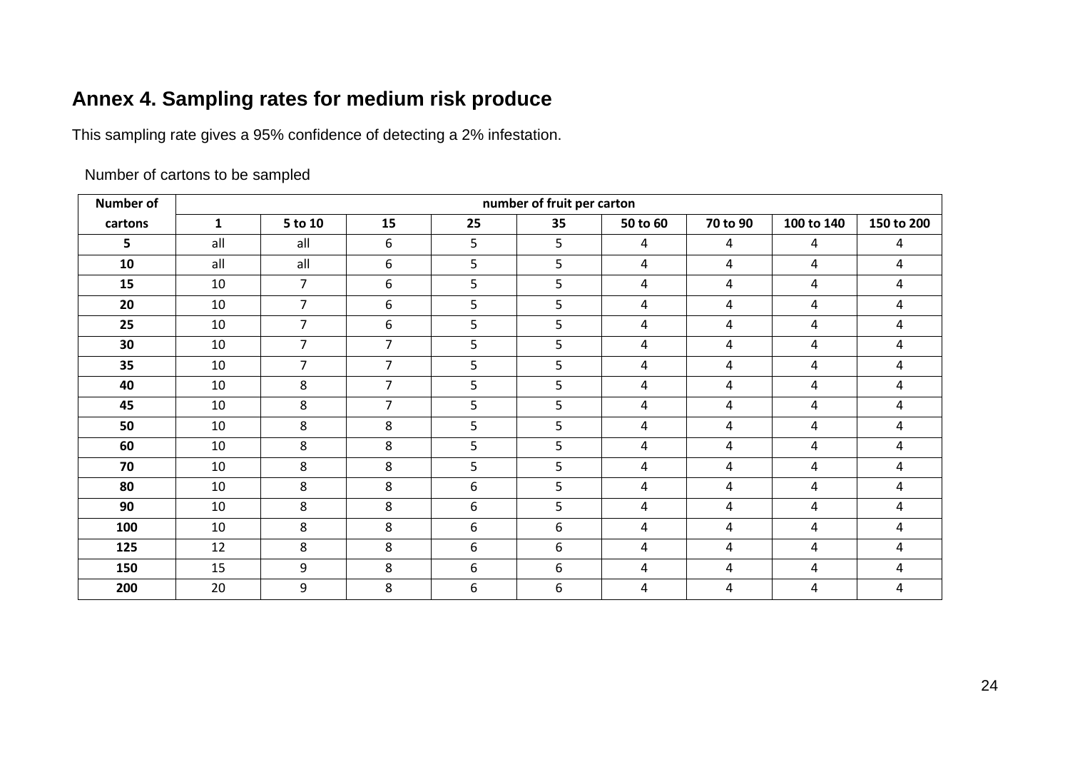## Annex 4. Sampling rates for medium risk produce

This sampling rate gives a 95% confidence of detecting a 2% infestation.

Number of cartons to be sampled

| Number of | number of fruit per carton | | | | | | | | |
|---|---|---|---|---|---|---|---|---|---|
| cartons | 1 | 5 to 10 | 15 | 25 | 35 | 50 to 60 | 70 to 90 | 100 to 140 | 150 to 200 |
| 5 | all | all | 6 | 5 | 5 | 4 | 4 | 4 | 4 |
| 10 | all | all | 6 | 5 | 5 | 4 | 4 | 4 | 4 |
| 15 | 10 | 7 | 6 | 5 | 5 | 4 | 4 | 4 | 4 |
| 20 | 10 | 7 | 6 | 5 | 5 | 4 | 4 | 4 | 4 |
| 25 | 10 | 7 | 6 | 5 | 5 | 4 | 4 | 4 | 4 |
| 30 | 10 | 7 | 7 | 5 | 5 | 4 | 4 | 4 | 4 |
| 35 | 10 | 7 | 7 | 5 | 5 | 4 | 4 | 4 | 4 |
| 40 | 10 | 8 | 7 | 5 | 5 | 4 | 4 | 4 | 4 |
| 45 | 10 | 8 | 7 | 5 | 5 | 4 | 4 | 4 | 4 |
| 50 | 10 | 8 | 8 | 5 | 5 | 4 | 4 | 4 | 4 |
| 60 | 10 | 8 | 8 | 5 | 5 | 4 | 4 | 4 | 4 |
| 70 | 10 | 8 | 8 | 5 | 5 | 4 | 4 | 4 | 4 |
| 80 | 10 | 8 | 8 | 6 | 5 | 4 | 4 | 4 | 4 |
| 90 | 10 | 8 | 8 | 6 | 5 | 4 | 4 | 4 | 4 |
| 100 | 10 | 8 | 8 | 6 | 6 | 4 | 4 | 4 | 4 |
| 125 | 12 | 8 | 8 | 6 | 6 | 4 | 4 | 4 | 4 |
| 150 | 15 | 9 | 8 | 6 | 6 | 4 | 4 | 4 | 4 |
| 200 | 20 | 9 | 8 | 6 | 6 | 4 | 4 | 4 | 4 |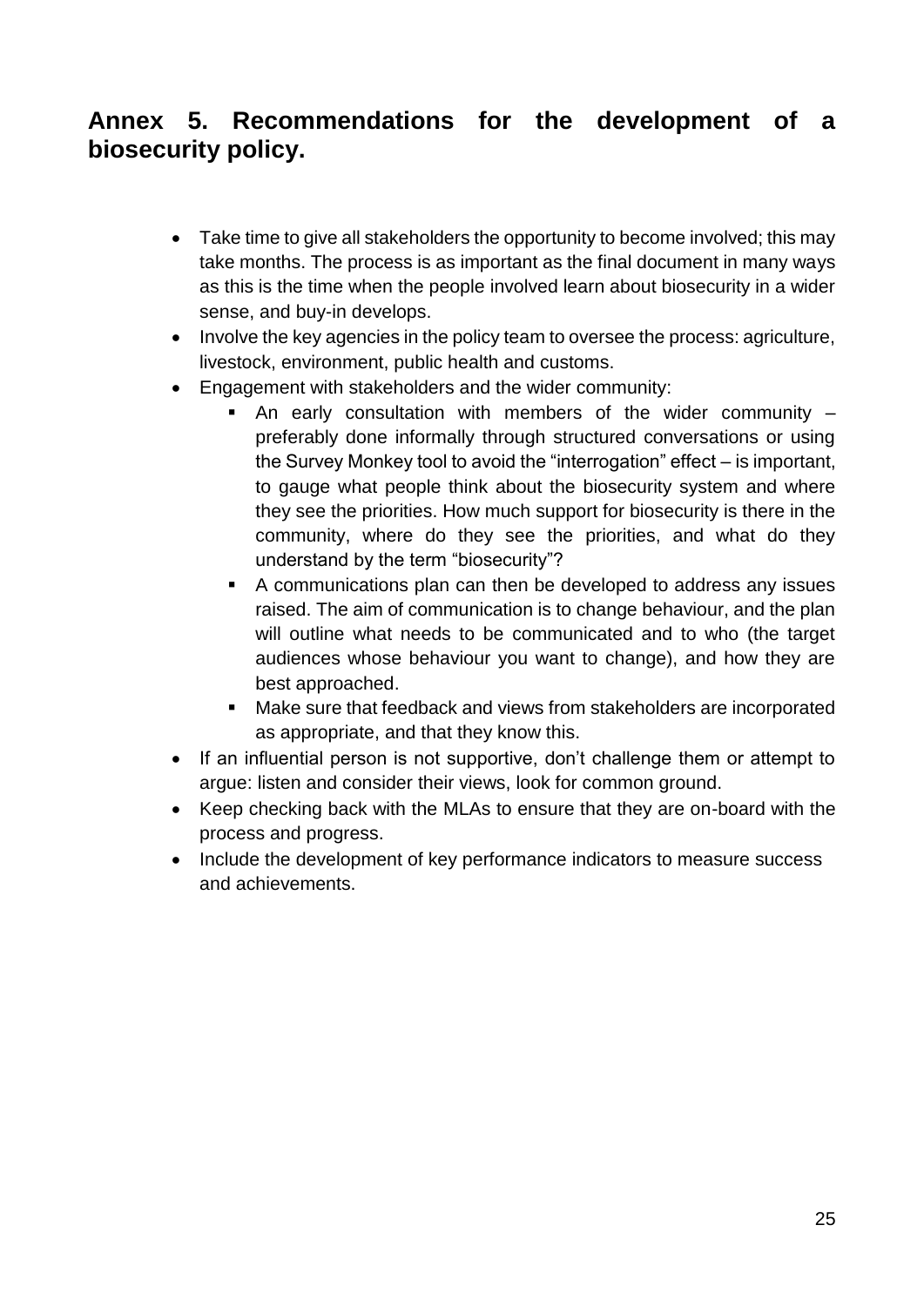## Annex 5. Recommendations for the development of a biosecurity policy.

- Take time to give all stakeholders the opportunity to become involved; this may take months. The process is as important as the final document in many ways as this is the time when the people involved learn about biosecurity in a wider sense, and buy-in develops.
- Involve the key agencies in the policy team to oversee the process: agriculture, livestock, environment, public health and customs.
- Engagement with stakeholders and the wider community:
  - An early consultation with members of the wider community – preferably done informally through structured conversations or using the Survey Monkey tool to avoid the "interrogation" effect – is important, to gauge what people think about the biosecurity system and where they see the priorities. How much support for biosecurity is there in the community, where do they see the priorities, and what do they understand by the term "biosecurity"?
  - A communications plan can then be developed to address any issues raised. The aim of communication is to change behaviour, and the plan will outline what needs to be communicated and to who (the target audiences whose behaviour you want to change), and how they are best approached.
  - Make sure that feedback and views from stakeholders are incorporated as appropriate, and that they know this.
- If an influential person is not supportive, don't challenge them or attempt to argue: listen and consider their views, look for common ground.
- Keep checking back with the MLAs to ensure that they are on-board with the process and progress.
- Include the development of key performance indicators to measure success and achievements.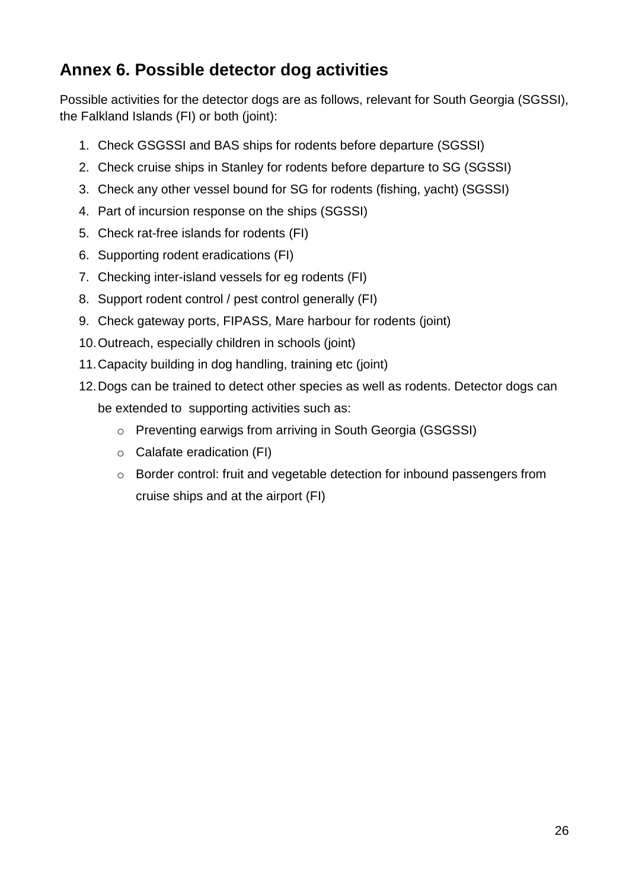## Annex 6. Possible detector dog activities

Possible activities for the detector dogs are as follows, relevant for South Georgia (SGSSI), the Falkland Islands (FI) or both (joint):

1. Check GSGSSI and BAS ships for rodents before departure (SGSSI)
2. Check cruise ships in Stanley for rodents before departure to SG (SGSSI)
3. Check any other vessel bound for SG for rodents (fishing, yacht) (SGSSI)
4. Part of incursion response on the ships (SGSSI)
5. Check rat-free islands for rodents (FI)
6. Supporting rodent eradications (FI)
7. Checking inter-island vessels for eg rodents (FI)
8. Support rodent control / pest control generally (FI)
9. Check gateway ports, FIPASS, Mare harbour for rodents (joint)
10. Outreach, especially children in schools (joint)
11. Capacity building in dog handling, training etc (joint)
12. Dogs can be trained to detect other species as well as rodents. Detector dogs can be extended to supporting activities such as:
    - Preventing earwigs from arriving in South Georgia (GSGSSI)
    - Calafate eradication (FI)
    - Border control: fruit and vegetable detection for inbound passengers from cruise ships and at the airport (FI)